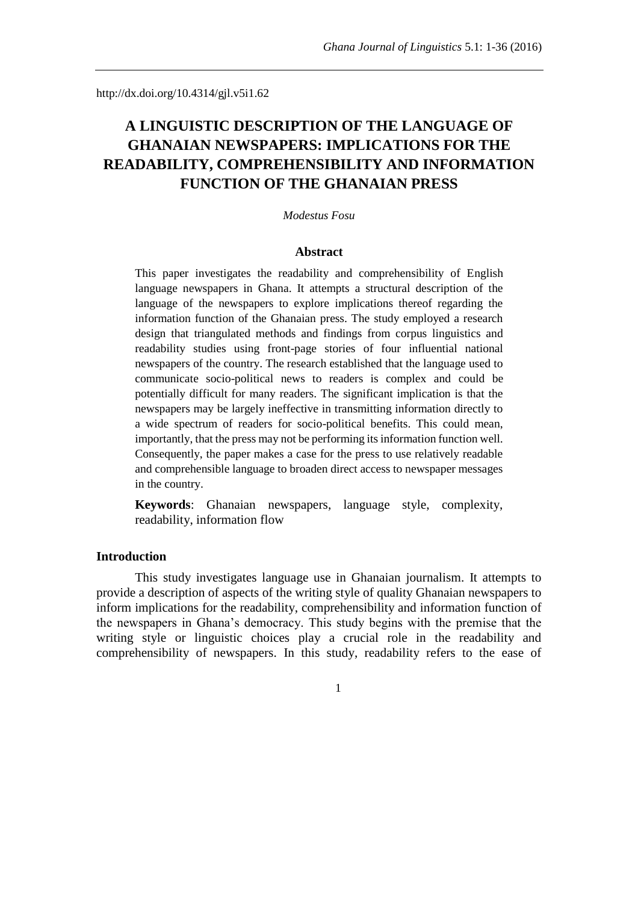http://dx.doi.org/10.4314/gjl.v5i1.62

# A LINGUISTIC DESCRIPTION OF THE LANGUAGE OF GHANAIAN NEWSPAPERS: IMPLICATIONS FOR THE READABILITY, COMPREHENSIBILITY AND INFORMATION FUNCTION OF THE GHANAIAN PRESS

*Modestus Fosu*

## Abstract

This paper investigates the readability and comprehensibility of English language newspapers in Ghana. It attempts a structural description of the language of the newspapers to explore implications thereof regarding the information function of the Ghanaian press. The study employed a research design that triangulated methods and findings from corpus linguistics and readability studies using front-page stories of four influential national newspapers of the country. The research established that the language used to communicate socio-political news to readers is complex and could be potentially difficult for many readers. The significant implication is that the newspapers may be largely ineffective in transmitting information directly to a wide spectrum of readers for socio-political benefits. This could mean, importantly, that the press may not be performing its information function well. Consequently, the paper makes a case for the press to use relatively readable and comprehensible language to broaden direct access to newspaper messages in the country.

**Keywords**: Ghanaian newspapers, language style, complexity, readability, information flow

## Introduction

This study investigates language use in Ghanaian journalism. It attempts to provide a description of aspects of the writing style of quality Ghanaian newspapers to inform implications for the readability, comprehensibility and information function of the newspapers in Ghana's democracy. This study begins with the premise that the writing style or linguistic choices play a crucial role in the readability and comprehensibility of newspapers. In this study, readability refers to the ease of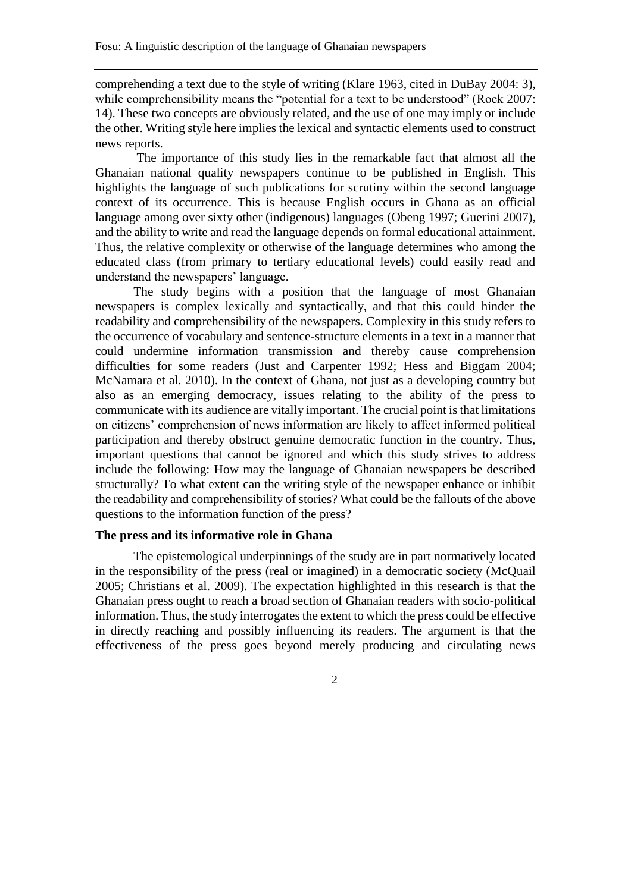comprehending a text due to the style of writing (Klare 1963, cited in DuBay 2004: 3), while comprehensibility means the "potential for a text to be understood" (Rock 2007: 14). These two concepts are obviously related, and the use of one may imply or include the other. Writing style here implies the lexical and syntactic elements used to construct news reports.

The importance of this study lies in the remarkable fact that almost all the Ghanaian national quality newspapers continue to be published in English. This highlights the language of such publications for scrutiny within the second language context of its occurrence. This is because English occurs in Ghana as an official language among over sixty other (indigenous) languages (Obeng 1997; Guerini 2007), and the ability to write and read the language depends on formal educational attainment. Thus, the relative complexity or otherwise of the language determines who among the educated class (from primary to tertiary educational levels) could easily read and understand the newspapers' language.

The study begins with a position that the language of most Ghanaian newspapers is complex lexically and syntactically, and that this could hinder the readability and comprehensibility of the newspapers. Complexity in this study refers to the occurrence of vocabulary and sentence-structure elements in a text in a manner that could undermine information transmission and thereby cause comprehension difficulties for some readers (Just and Carpenter 1992; Hess and Biggam 2004; McNamara et al. 2010). In the context of Ghana, not just as a developing country but also as an emerging democracy, issues relating to the ability of the press to communicate with its audience are vitally important. The crucial point is that limitations on citizens' comprehension of news information are likely to affect informed political participation and thereby obstruct genuine democratic function in the country. Thus, important questions that cannot be ignored and which this study strives to address include the following: How may the language of Ghanaian newspapers be described structurally? To what extent can the writing style of the newspaper enhance or inhibit the readability and comprehensibility of stories? What could be the fallouts of the above questions to the information function of the press?

### The press and its informative role in Ghana

The epistemological underpinnings of the study are in part normatively located in the responsibility of the press (real or imagined) in a democratic society (McQuail 2005; Christians et al. 2009). The expectation highlighted in this research is that the Ghanaian press ought to reach a broad section of Ghanaian readers with socio-political information. Thus, the study interrogates the extent to which the press could be effective in directly reaching and possibly influencing its readers. The argument is that the effectiveness of the press goes beyond merely producing and circulating news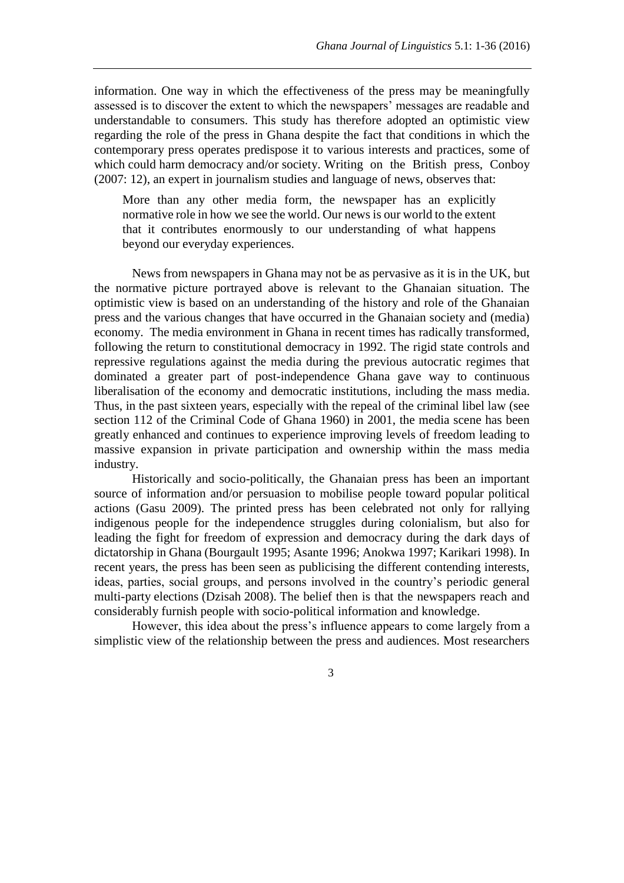information. One way in which the effectiveness of the press may be meaningfully assessed is to discover the extent to which the newspapers' messages are readable and understandable to consumers. This study has therefore adopted an optimistic view regarding the role of the press in Ghana despite the fact that conditions in which the contemporary press operates predispose it to various interests and practices, some of which could harm democracy and/or society. Writing on the British press, Conboy (2007: 12), an expert in journalism studies and language of news, observes that:

> More than any other media form, the newspaper has an explicitly normative role in how we see the world. Our news is our world to the extent that it contributes enormously to our understanding of what happens beyond our everyday experiences.

News from newspapers in Ghana may not be as pervasive as it is in the UK, but the normative picture portrayed above is relevant to the Ghanaian situation. The optimistic view is based on an understanding of the history and role of the Ghanaian press and the various changes that have occurred in the Ghanaian society and (media) economy. The media environment in Ghana in recent times has radically transformed, following the return to constitutional democracy in 1992. The rigid state controls and repressive regulations against the media during the previous autocratic regimes that dominated a greater part of post-independence Ghana gave way to continuous liberalisation of the economy and democratic institutions, including the mass media. Thus, in the past sixteen years, especially with the repeal of the criminal libel law (see section 112 of the Criminal Code of Ghana 1960) in 2001, the media scene has been greatly enhanced and continues to experience improving levels of freedom leading to massive expansion in private participation and ownership within the mass media industry.

Historically and socio-politically, the Ghanaian press has been an important source of information and/or persuasion to mobilise people toward popular political actions (Gasu 2009). The printed press has been celebrated not only for rallying indigenous people for the independence struggles during colonialism, but also for leading the fight for freedom of expression and democracy during the dark days of dictatorship in Ghana (Bourgault 1995; Asante 1996; Anokwa 1997; Karikari 1998). In recent years, the press has been seen as publicising the different contending interests, ideas, parties, social groups, and persons involved in the country's periodic general multi-party elections (Dzisah 2008). The belief then is that the newspapers reach and considerably furnish people with socio-political information and knowledge.

However, this idea about the press's influence appears to come largely from a simplistic view of the relationship between the press and audiences. Most researchers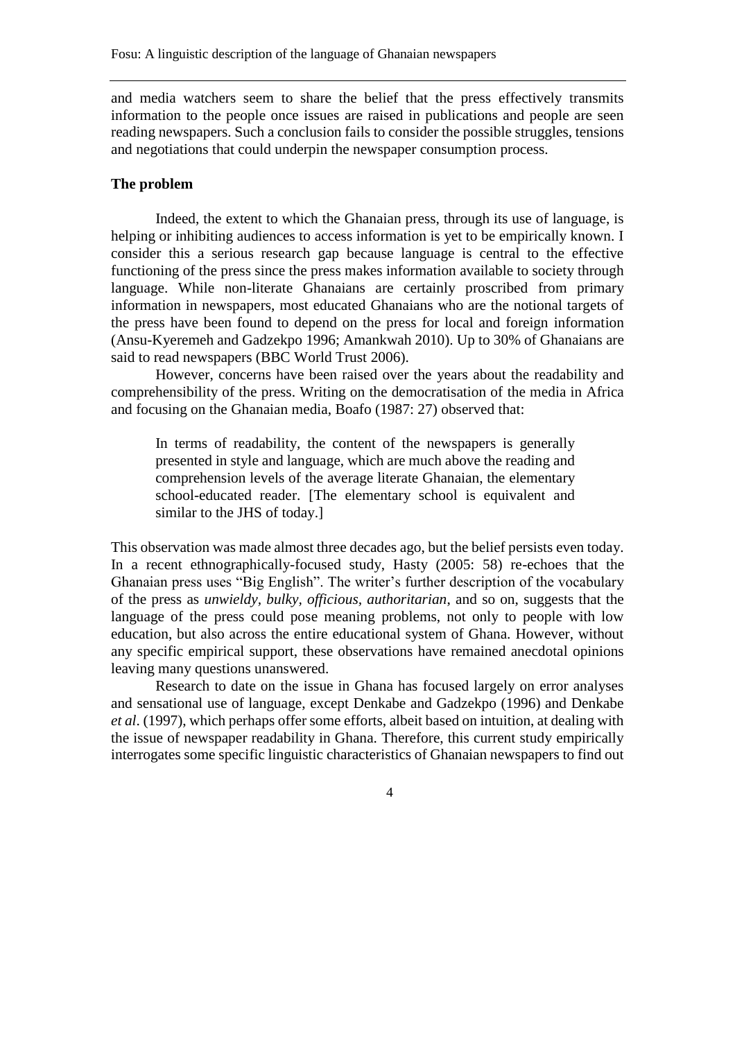and media watchers seem to share the belief that the press effectively transmits information to the people once issues are raised in publications and people are seen reading newspapers. Such a conclusion fails to consider the possible struggles, tensions and negotiations that could underpin the newspaper consumption process.

**The problem**

Indeed, the extent to which the Ghanaian press, through its use of language, is helping or inhibiting audiences to access information is yet to be empirically known. I consider this a serious research gap because language is central to the effective functioning of the press since the press makes information available to society through language. While non-literate Ghanaians are certainly proscribed from primary information in newspapers, most educated Ghanaians who are the notional targets of the press have been found to depend on the press for local and foreign information (Ansu-Kyeremeh and Gadzekpo 1996; Amankwah 2010). Up to 30% of Ghanaians are said to read newspapers (BBC World Trust 2006).

However, concerns have been raised over the years about the readability and comprehensibility of the press. Writing on the democratisation of the media in Africa and focusing on the Ghanaian media, Boafo (1987: 27) observed that:

> In terms of readability, the content of the newspapers is generally presented in style and language, which are much above the reading and comprehension levels of the average literate Ghanaian, the elementary school-educated reader. [The elementary school is equivalent and similar to the JHS of today.]

This observation was made almost three decades ago, but the belief persists even today. In a recent ethnographically-focused study, Hasty (2005: 58) re-echoes that the Ghanaian press uses "Big English". The writer's further description of the vocabulary of the press as *unwieldy*, *bulky*, *officious*, *authoritarian*, and so on, suggests that the language of the press could pose meaning problems, not only to people with low education, but also across the entire educational system of Ghana. However, without any specific empirical support, these observations have remained anecdotal opinions leaving many questions unanswered.

Research to date on the issue in Ghana has focused largely on error analyses and sensational use of language, except Denkabe and Gadzekpo (1996) and Denkabe *et al*. (1997), which perhaps offer some efforts, albeit based on intuition, at dealing with the issue of newspaper readability in Ghana. Therefore, this current study empirically interrogates some specific linguistic characteristics of Ghanaian newspapers to find out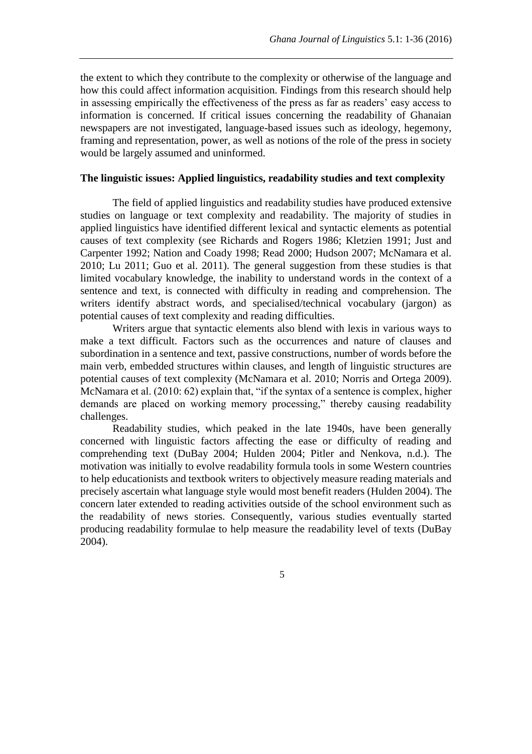the extent to which they contribute to the complexity or otherwise of the language and how this could affect information acquisition. Findings from this research should help in assessing empirically the effectiveness of the press as far as readers' easy access to information is concerned. If critical issues concerning the readability of Ghanaian newspapers are not investigated, language-based issues such as ideology, hegemony, framing and representation, power, as well as notions of the role of the press in society would be largely assumed and uninformed.

**The linguistic issues: Applied linguistics, readability studies and text complexity**

The field of applied linguistics and readability studies have produced extensive studies on language or text complexity and readability. The majority of studies in applied linguistics have identified different lexical and syntactic elements as potential causes of text complexity (see Richards and Rogers 1986; Kletzien 1991; Just and Carpenter 1992; Nation and Coady 1998; Read 2000; Hudson 2007; McNamara et al. 2010; Lu 2011; Guo et al. 2011). The general suggestion from these studies is that limited vocabulary knowledge, the inability to understand words in the context of a sentence and text, is connected with difficulty in reading and comprehension. The writers identify abstract words, and specialised/technical vocabulary (jargon) as potential causes of text complexity and reading difficulties.

Writers argue that syntactic elements also blend with lexis in various ways to make a text difficult. Factors such as the occurrences and nature of clauses and subordination in a sentence and text, passive constructions, number of words before the main verb, embedded structures within clauses, and length of linguistic structures are potential causes of text complexity (McNamara et al. 2010; Norris and Ortega 2009). McNamara et al. (2010: 62) explain that, "if the syntax of a sentence is complex, higher demands are placed on working memory processing," thereby causing readability challenges.

Readability studies, which peaked in the late 1940s, have been generally concerned with linguistic factors affecting the ease or difficulty of reading and comprehending text (DuBay 2004; Hulden 2004; Pitler and Nenkova, n.d.). The motivation was initially to evolve readability formula tools in some Western countries to help educationists and textbook writers to objectively measure reading materials and precisely ascertain what language style would most benefit readers (Hulden 2004). The concern later extended to reading activities outside of the school environment such as the readability of news stories. Consequently, various studies eventually started producing readability formulae to help measure the readability level of texts (DuBay 2004).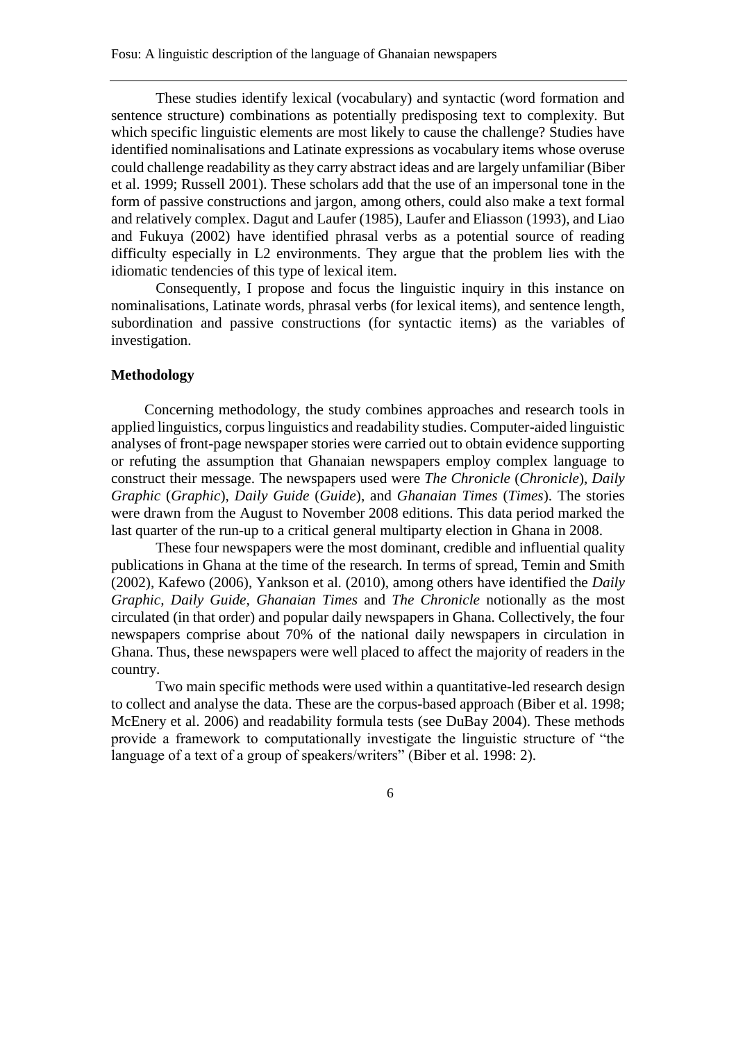These studies identify lexical (vocabulary) and syntactic (word formation and sentence structure) combinations as potentially predisposing text to complexity. But which specific linguistic elements are most likely to cause the challenge? Studies have identified nominalisations and Latinate expressions as vocabulary items whose overuse could challenge readability as they carry abstract ideas and are largely unfamiliar (Biber et al. 1999; Russell 2001). These scholars add that the use of an impersonal tone in the form of passive constructions and jargon, among others, could also make a text formal and relatively complex. Dagut and Laufer (1985), Laufer and Eliasson (1993), and Liao and Fukuya (2002) have identified phrasal verbs as a potential source of reading difficulty especially in L2 environments. They argue that the problem lies with the idiomatic tendencies of this type of lexical item.

Consequently, I propose and focus the linguistic inquiry in this instance on nominalisations, Latinate words, phrasal verbs (for lexical items), and sentence length, subordination and passive constructions (for syntactic items) as the variables of investigation.

## Methodology

Concerning methodology, the study combines approaches and research tools in applied linguistics, corpus linguistics and readability studies. Computer-aided linguistic analyses of front-page newspaper stories were carried out to obtain evidence supporting or refuting the assumption that Ghanaian newspapers employ complex language to construct their message. The newspapers used were *The Chronicle* (*Chronicle*), *Daily Graphic* (*Graphic*), *Daily Guide* (*Guide*), and *Ghanaian Times* (*Times*). The stories were drawn from the August to November 2008 editions. This data period marked the last quarter of the run-up to a critical general multiparty election in Ghana in 2008.

These four newspapers were the most dominant, credible and influential quality publications in Ghana at the time of the research. In terms of spread, Temin and Smith (2002), Kafewo (2006), Yankson et al. (2010), among others have identified the *Daily Graphic, Daily Guide, Ghanaian Times* and *The Chronicle* notionally as the most circulated (in that order) and popular daily newspapers in Ghana. Collectively, the four newspapers comprise about 70% of the national daily newspapers in circulation in Ghana. Thus, these newspapers were well placed to affect the majority of readers in the country.

Two main specific methods were used within a quantitative-led research design to collect and analyse the data. These are the corpus-based approach (Biber et al. 1998; McEnery et al. 2006) and readability formula tests (see DuBay 2004). These methods provide a framework to computationally investigate the linguistic structure of "the language of a text of a group of speakers/writers" (Biber et al. 1998: 2).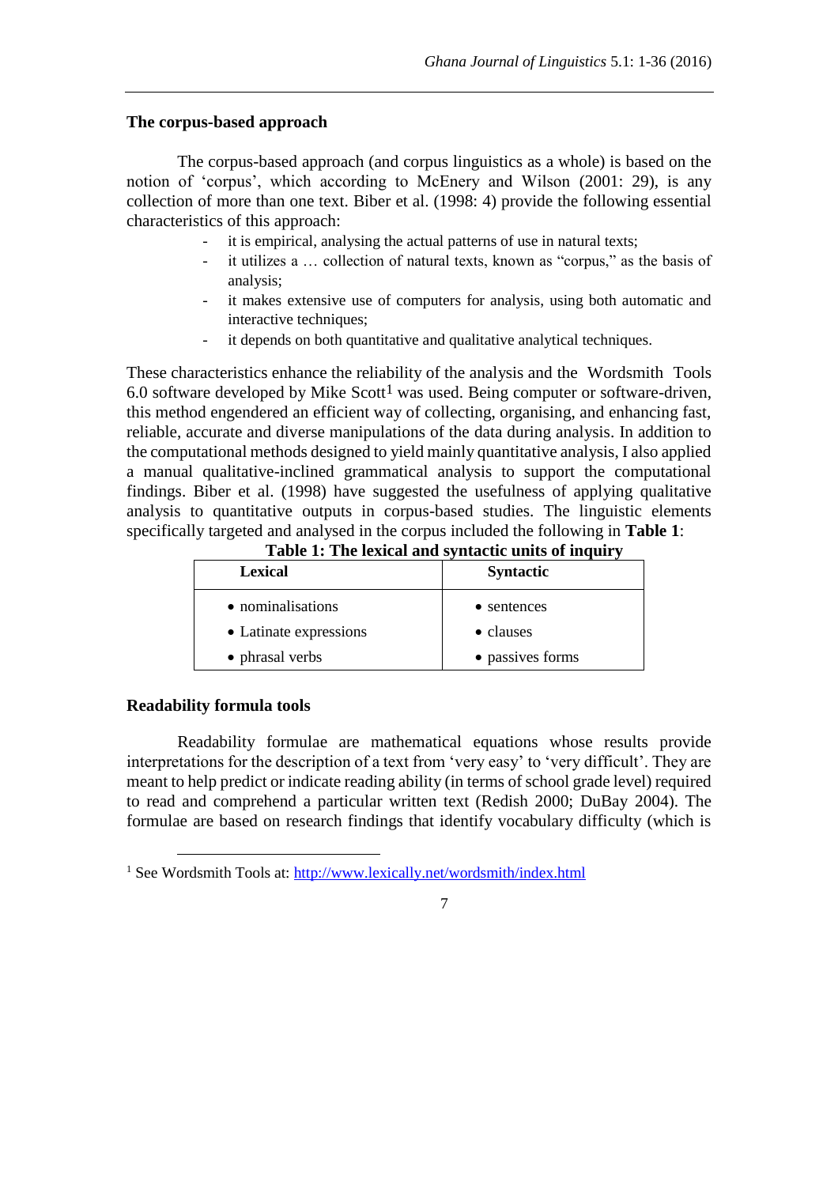**The corpus-based approach**

The corpus-based approach (and corpus linguistics as a whole) is based on the notion of 'corpus', which according to McEnery and Wilson (2001: 29), is any collection of more than one text. Biber et al. (1998: 4) provide the following essential characteristics of this approach:

- it is empirical, analysing the actual patterns of use in natural texts;
- it utilizes a … collection of natural texts, known as "corpus," as the basis of analysis;
- it makes extensive use of computers for analysis, using both automatic and interactive techniques;
- it depends on both quantitative and qualitative analytical techniques.

These characteristics enhance the reliability of the analysis and the Wordsmith Tools 6.0 software developed by Mike Scott[1] was used. Being computer or software-driven, this method engendered an efficient way of collecting, organising, and enhancing fast, reliable, accurate and diverse manipulations of the data during analysis. In addition to the computational methods designed to yield mainly quantitative analysis, I also applied a manual qualitative-inclined grammatical analysis to support the computational findings. Biber et al. (1998) have suggested the usefulness of applying qualitative analysis to quantitative outputs in corpus-based studies. The linguistic elements specifically targeted and analysed in the corpus included the following in **Table 1**:

**Table 1: The lexical and syntactic units of inquiry**

| Lexical | Syntactic |
|---|---|
| • nominalisations | • sentences |
| • Latinate expressions | • clauses |
| • phrasal verbs | • passives forms |

**Readability formula tools**

Readability formulae are mathematical equations whose results provide interpretations for the description of a text from 'very easy' to 'very difficult'. They are meant to help predict or indicate reading ability (in terms of school grade level) required to read and comprehend a particular written text (Redish 2000; DuBay 2004). The formulae are based on research findings that identify vocabulary difficulty (which is

[1] See Wordsmith Tools at: http://www.lexically.net/wordsmith/index.html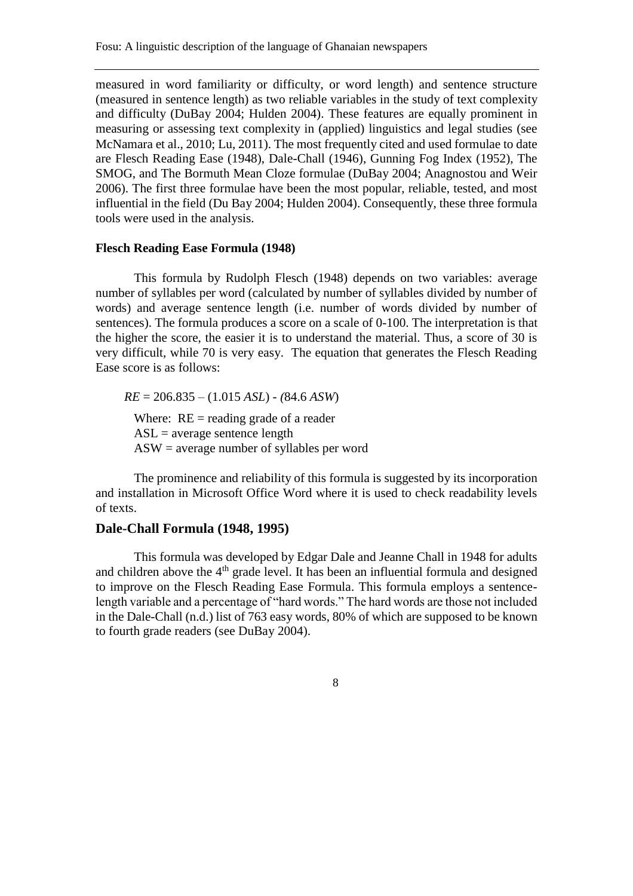measured in word familiarity or difficulty, or word length) and sentence structure (measured in sentence length) as two reliable variables in the study of text complexity and difficulty (DuBay 2004; Hulden 2004). These features are equally prominent in measuring or assessing text complexity in (applied) linguistics and legal studies (see McNamara et al., 2010; Lu, 2011). The most frequently cited and used formulae to date are Flesch Reading Ease (1948), Dale-Chall (1946), Gunning Fog Index (1952), The SMOG, and The Bormuth Mean Cloze formulae (DuBay 2004; Anagnostou and Weir 2006). The first three formulae have been the most popular, reliable, tested, and most influential in the field (Du Bay 2004; Hulden 2004). Consequently, these three formula tools were used in the analysis.

### Flesch Reading Ease Formula (1948)

This formula by Rudolph Flesch (1948) depends on two variables: average number of syllables per word (calculated by number of syllables divided by number of words) and average sentence length (i.e. number of words divided by number of sentences). The formula produces a score on a scale of 0-100. The interpretation is that the higher the score, the easier it is to understand the material. Thus, a score of 30 is very difficult, while 70 is very easy. The equation that generates the Flesch Reading Ease score is as follows:

$$RE = 206.835 - (1.015\ ASL) - (84.6\ ASW)$$

Where: RE = reading grade of a reader
ASL = average sentence length
ASW = average number of syllables per word

The prominence and reliability of this formula is suggested by its incorporation and installation in Microsoft Office Word where it is used to check readability levels of texts.

### Dale-Chall Formula (1948, 1995)

This formula was developed by Edgar Dale and Jeanne Chall in 1948 for adults and children above the 4th grade level. It has been an influential formula and designed to improve on the Flesch Reading Ease Formula. This formula employs a sentence-length variable and a percentage of "hard words." The hard words are those not included in the Dale-Chall (n.d.) list of 763 easy words, 80% of which are supposed to be known to fourth grade readers (see DuBay 2004).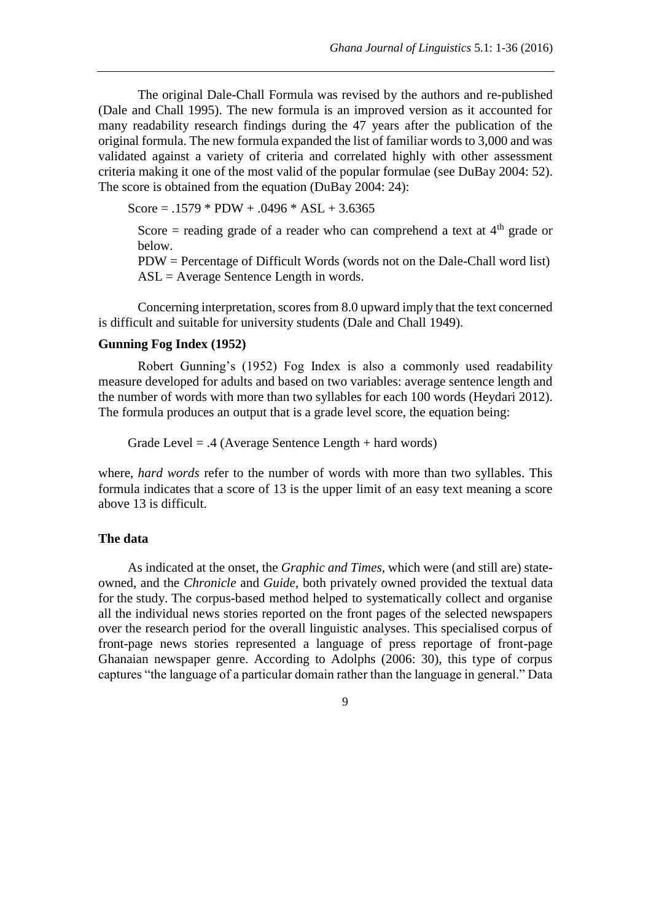The original Dale-Chall Formula was revised by the authors and re-published (Dale and Chall 1995). The new formula is an improved version as it accounted for many readability research findings during the 47 years after the publication of the original formula. The new formula expanded the list of familiar words to 3,000 and was validated against a variety of criteria and correlated highly with other assessment criteria making it one of the most valid of the popular formulae (see DuBay 2004: 52). The score is obtained from the equation (DuBay 2004: 24):

$$\text{Score} = .1579 * \text{PDW} + .0496 * \text{ASL} + 3.6365$$

Score = reading grade of a reader who can comprehend a text at $4^{th}$ grade or below.
PDW = Percentage of Difficult Words (words not on the Dale-Chall word list)
ASL = Average Sentence Length in words.

Concerning interpretation, scores from 8.0 upward imply that the text concerned is difficult and suitable for university students (Dale and Chall 1949).

**Gunning Fog Index (1952)**

Robert Gunning's (1952) Fog Index is also a commonly used readability measure developed for adults and based on two variables: average sentence length and the number of words with more than two syllables for each 100 words (Heydari 2012). The formula produces an output that is a grade level score, the equation being:

$$\text{Grade Level} = .4 \text{ (Average Sentence Length + hard words)}$$

where, *hard words* refer to the number of words with more than two syllables. This formula indicates that a score of 13 is the upper limit of an easy text meaning a score above 13 is difficult.

**The data**

As indicated at the onset, the *Graphic and Times*, which were (and still are) state-owned, and the *Chronicle* and *Guide*, both privately owned provided the textual data for the study. The corpus-based method helped to systematically collect and organise all the individual news stories reported on the front pages of the selected newspapers over the research period for the overall linguistic analyses. This specialised corpus of front-page news stories represented a language of press reportage of front-page Ghanaian newspaper genre. According to Adolphs (2006: 30), this type of corpus captures "the language of a particular domain rather than the language in general." Data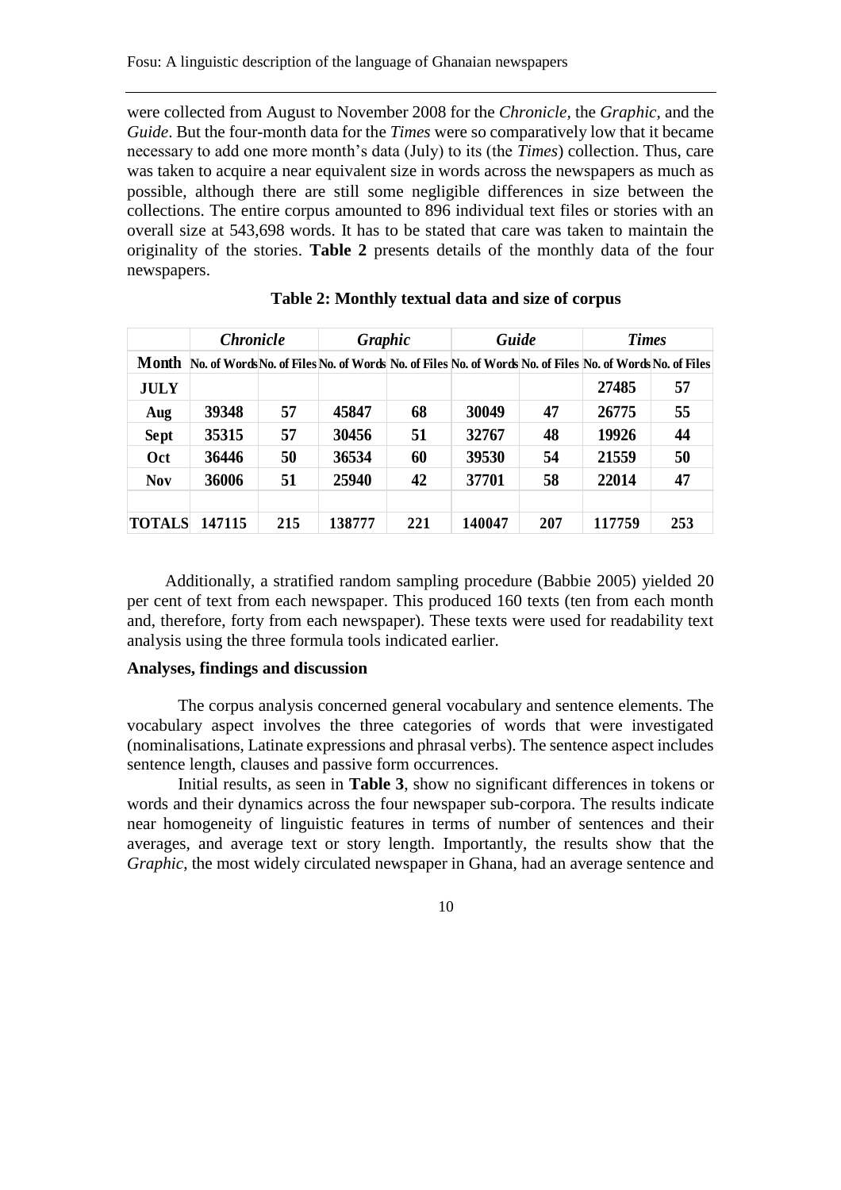were collected from August to November 2008 for the *Chronicle*, the *Graphic*, and the *Guide*. But the four-month data for the *Times* were so comparatively low that it became necessary to add one more month's data (July) to its (the *Times*) collection. Thus, care was taken to acquire a near equivalent size in words across the newspapers as much as possible, although there are still some negligible differences in size between the collections. The entire corpus amounted to 896 individual text files or stories with an overall size at 543,698 words. It has to be stated that care was taken to maintain the originality of the stories. **Table 2** presents details of the monthly data of the four newspapers.

**Table 2: Monthly textual data and size of corpus**

| | *Chronicle* | | *Graphic* | | *Guide* | | *Times* | |
|---|---|---|---|---|---|---|---|---|
| **Month** | **No. of Words** | **No. of Files** | **No. of Words** | **No. of Files** | **No. of Words** | **No. of Files** | **No. of Words** | **No. of Files** |
| **JULY** | | | | | | | **27485** | **57** |
| **Aug** | **39348** | **57** | **45847** | **68** | **30049** | **47** | **26775** | **55** |
| **Sept** | **35315** | **57** | **30456** | **51** | **32767** | **48** | **19926** | **44** |
| **Oct** | **36446** | **50** | **36534** | **60** | **39530** | **54** | **21559** | **50** |
| **Nov** | **36006** | **51** | **25940** | **42** | **37701** | **58** | **22014** | **47** |
| | | | | | | | | |
| **TOTALS** | **147115** | **215** | **138777** | **221** | **140047** | **207** | **117759** | **253** |

Additionally, a stratified random sampling procedure (Babbie 2005) yielded 20 per cent of text from each newspaper. This produced 160 texts (ten from each month and, therefore, forty from each newspaper). These texts were used for readability text analysis using the three formula tools indicated earlier.

### Analyses, findings and discussion

The corpus analysis concerned general vocabulary and sentence elements. The vocabulary aspect involves the three categories of words that were investigated (nominalisations, Latinate expressions and phrasal verbs). The sentence aspect includes sentence length, clauses and passive form occurrences.

Initial results, as seen in **Table 3**, show no significant differences in tokens or words and their dynamics across the four newspaper sub-corpora. The results indicate near homogeneity of linguistic features in terms of number of sentences and their averages, and average text or story length. Importantly, the results show that the *Graphic*, the most widely circulated newspaper in Ghana, had an average sentence and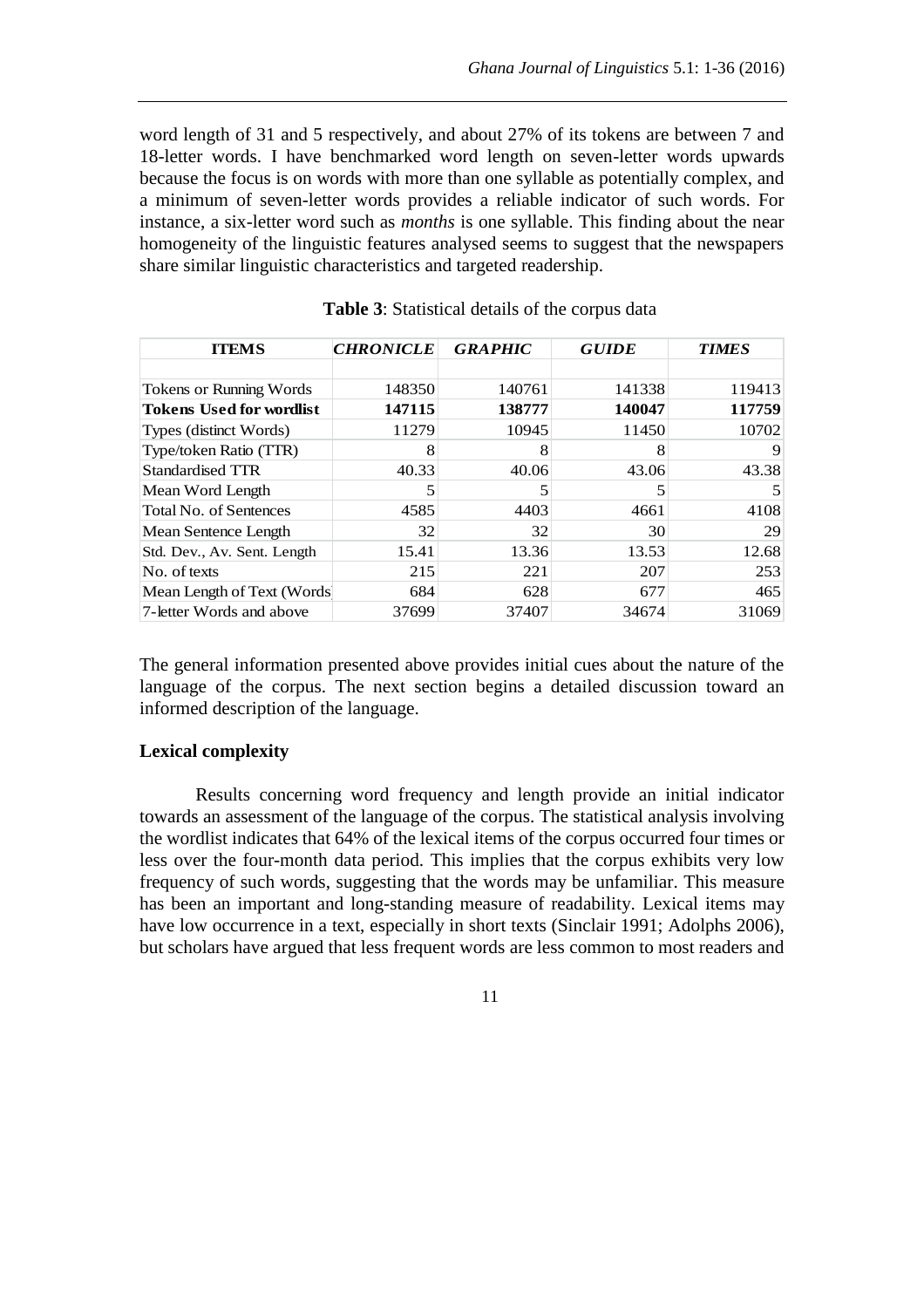word length of 31 and 5 respectively, and about 27% of its tokens are between 7 and 18-letter words. I have benchmarked word length on seven-letter words upwards because the focus is on words with more than one syllable as potentially complex, and a minimum of seven-letter words provides a reliable indicator of such words. For instance, a six-letter word such as *months* is one syllable. This finding about the near homogeneity of the linguistic features analysed seems to suggest that the newspapers share similar linguistic characteristics and targeted readership.

**Table 3**: Statistical details of the corpus data

| **ITEMS** | ***CHRONICLE*** | ***GRAPHIC*** | ***GUIDE*** | ***TIMES*** |
|---|---|---|---|---|
| | | | | |
| Tokens or Running Words | 148350 | 140761 | 141338 | 119413 |
| **Tokens Used for wordlist** | **147115** | **138777** | **140047** | **117759** |
| Types (distinct Words) | 11279 | 10945 | 11450 | 10702 |
| Type/token Ratio (TTR) | 8 | 8 | 8 | 9 |
| Standardised TTR | 40.33 | 40.06 | 43.06 | 43.38 |
| Mean Word Length | 5 | 5 | 5 | 5 |
| Total No. of Sentences | 4585 | 4403 | 4661 | 4108 |
| Mean Sentence Length | 32 | 32 | 30 | 29 |
| Std. Dev., Av. Sent. Length | 15.41 | 13.36 | 13.53 | 12.68 |
| No. of texts | 215 | 221 | 207 | 253 |
| Mean Length of Text (Words | 684 | 628 | 677 | 465 |
| 7-letter Words and above | 37699 | 37407 | 34674 | 31069 |

The general information presented above provides initial cues about the nature of the language of the corpus. The next section begins a detailed discussion toward an informed description of the language.

### Lexical complexity

Results concerning word frequency and length provide an initial indicator towards an assessment of the language of the corpus. The statistical analysis involving the wordlist indicates that 64% of the lexical items of the corpus occurred four times or less over the four-month data period. This implies that the corpus exhibits very low frequency of such words, suggesting that the words may be unfamiliar. This measure has been an important and long-standing measure of readability. Lexical items may have low occurrence in a text, especially in short texts (Sinclair 1991; Adolphs 2006), but scholars have argued that less frequent words are less common to most readers and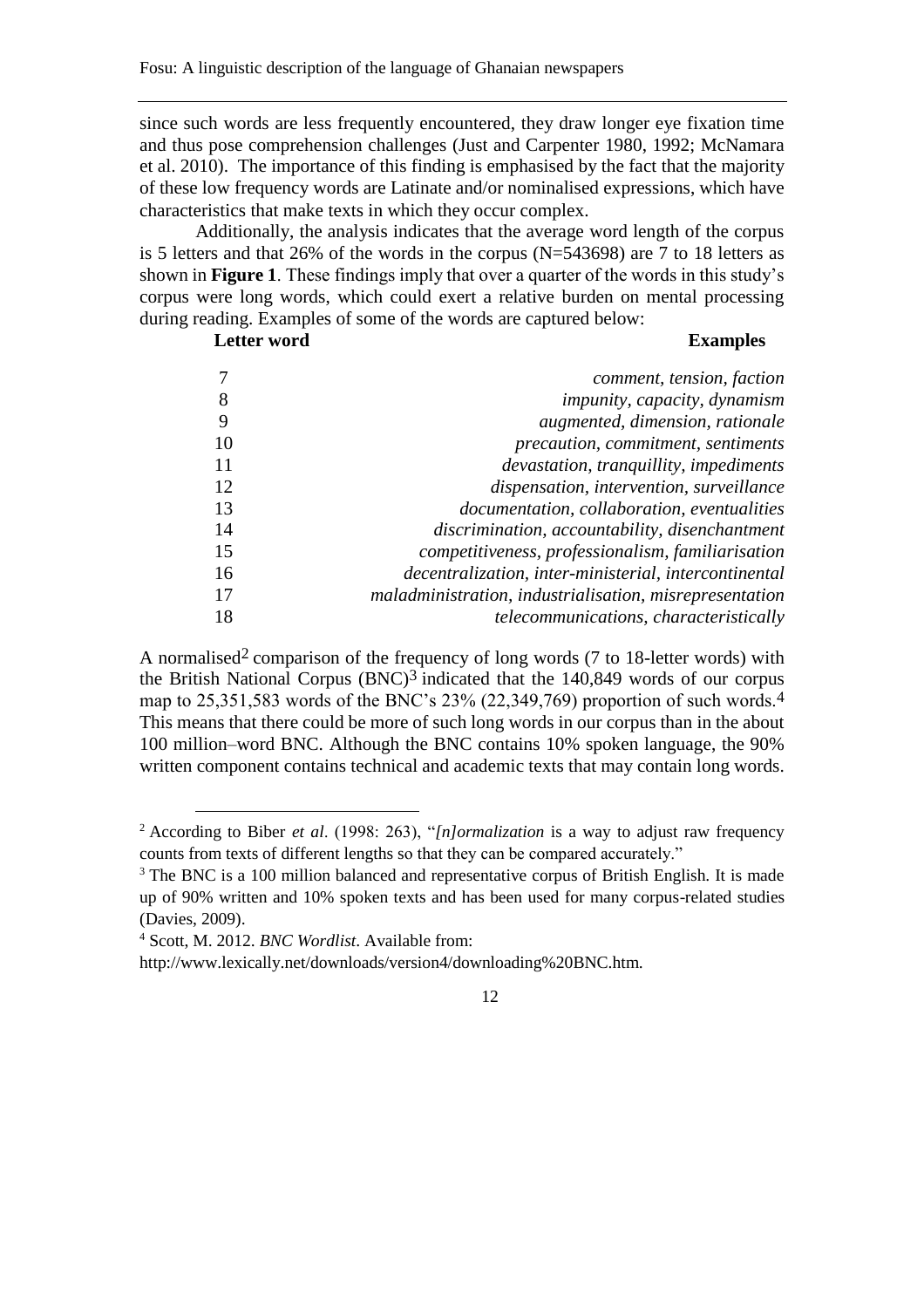since such words are less frequently encountered, they draw longer eye fixation time and thus pose comprehension challenges (Just and Carpenter 1980, 1992; McNamara et al. 2010). The importance of this finding is emphasised by the fact that the majority of these low frequency words are Latinate and/or nominalised expressions, which have characteristics that make texts in which they occur complex.

Additionally, the analysis indicates that the average word length of the corpus is 5 letters and that 26% of the words in the corpus (N=543698) are 7 to 18 letters as shown in **Figure 1**. These findings imply that over a quarter of the words in this study's corpus were long words, which could exert a relative burden on mental processing during reading. Examples of some of the words are captured below:

| **Letter word** | **Examples** |
|---|---|
| 7 | *comment, tension, faction* |
| 8 | *impunity, capacity, dynamism* |
| 9 | *augmented, dimension, rationale* |
| 10 | *precaution, commitment, sentiments* |
| 11 | *devastation, tranquillity, impediments* |
| 12 | *dispensation, intervention, surveillance* |
| 13 | *documentation, collaboration, eventualities* |
| 14 | *discrimination, accountability, disenchantment* |
| 15 | *competitiveness, professionalism, familiarisation* |
| 16 | *decentralization, inter-ministerial, intercontinental* |
| 17 | *maladministration, industrialisation, misrepresentation* |
| 18 | *telecommunications, characteristically* |

A normalised[2] comparison of the frequency of long words (7 to 18-letter words) with the British National Corpus (BNC)[3] indicated that the 140,849 words of our corpus map to 25,351,583 words of the BNC's 23% (22,349,769) proportion of such words.[4] This means that there could be more of such long words in our corpus than in the about 100 million–word BNC. Although the BNC contains 10% spoken language, the 90% written component contains technical and academic texts that may contain long words.

---

[2] According to Biber *et al*. (1998: 263), "*[n]ormalization* is a way to adjust raw frequency counts from texts of different lengths so that they can be compared accurately."

[3] The BNC is a 100 million balanced and representative corpus of British English. It is made up of 90% written and 10% spoken texts and has been used for many corpus-related studies (Davies, 2009).

[4] Scott, M. 2012. *BNC Wordlist*. Available from: http://www.lexically.net/downloads/version4/downloading%20BNC.htm.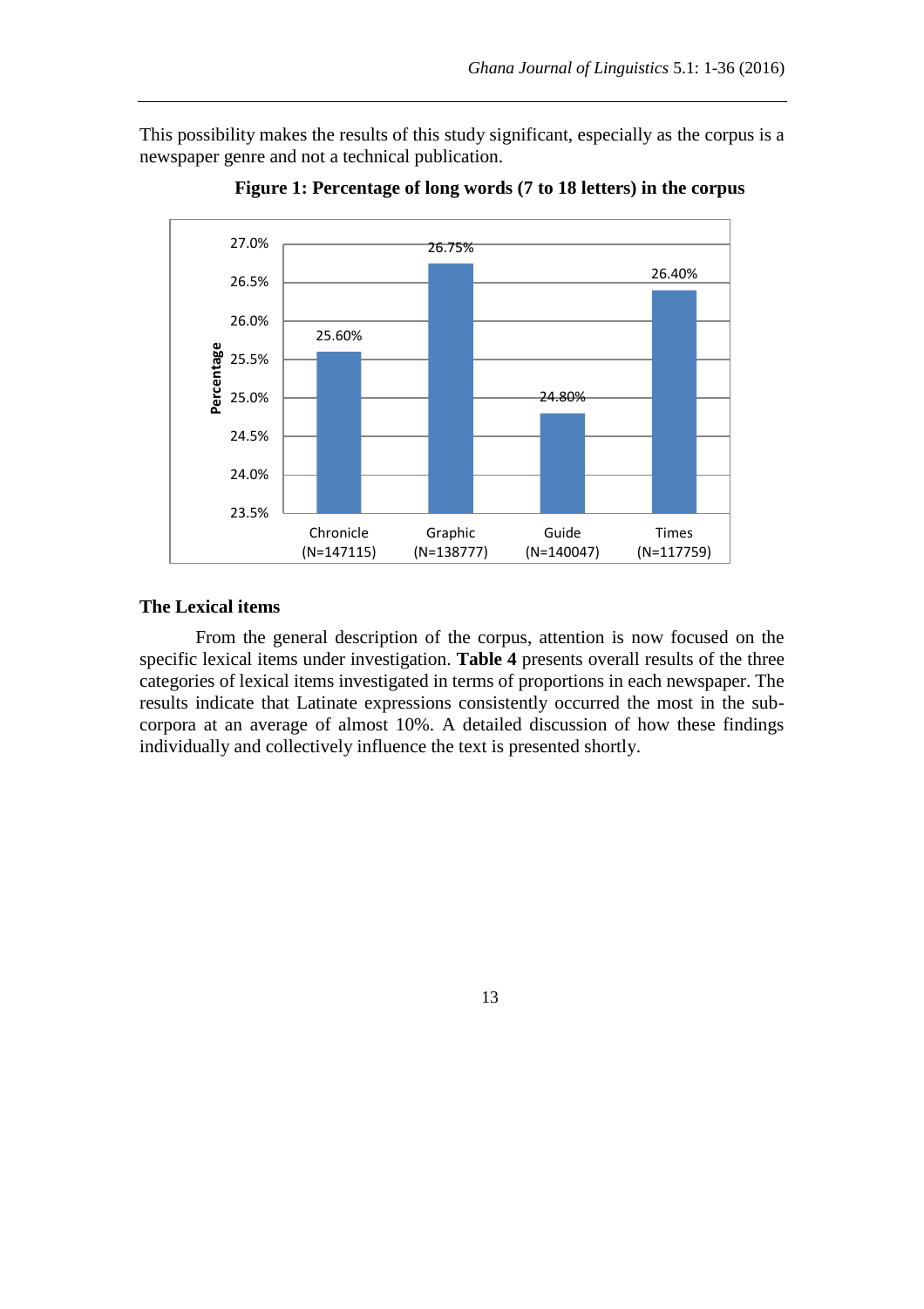This possibility makes the results of this study significant, especially as the corpus is a newspaper genre and not a technical publication.

**Figure 1: Percentage of long words (7 to 18 letters) in the corpus**

| Newspaper | Percentage |
|---|---|
| Chronicle (N=147115) | 25.60% |
| Graphic (N=138777) | 26.75% |
| Guide (N=140047) | 24.80% |
| Times (N=117759) | 26.40% |

## The Lexical items

From the general description of the corpus, attention is now focused on the specific lexical items under investigation. **Table 4** presents overall results of the three categories of lexical items investigated in terms of proportions in each newspaper. The results indicate that Latinate expressions consistently occurred the most in the sub-corpora at an average of almost 10%. A detailed discussion of how these findings individually and collectively influence the text is presented shortly.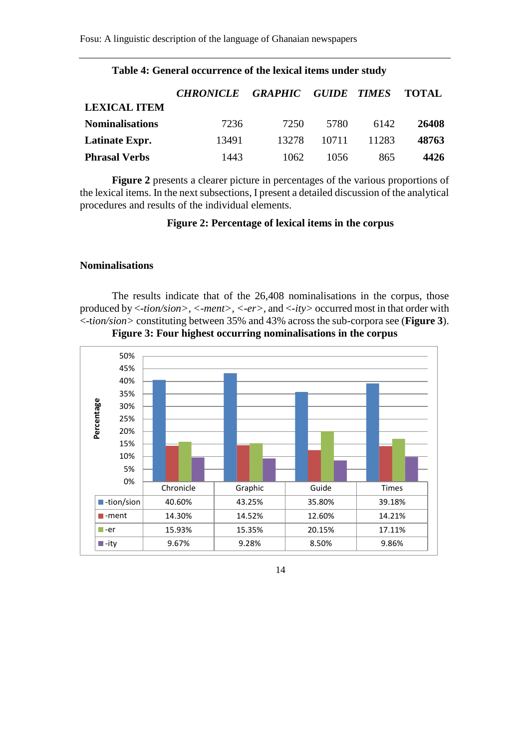**Table 4: General occurrence of the lexical items under study**

| LEXICAL ITEM | *CHRONICLE* | *GRAPHIC* | *GUIDE* | *TIMES* | TOTAL |
|---|---|---|---|---|---|
| **Nominalisations** | 7236 | 7250 | 5780 | 6142 | **26408** |
| **Latinate Expr.** | 13491 | 13278 | 10711 | 11283 | **48763** |
| **Phrasal Verbs** | 1443 | 1062 | 1056 | 865 | **4426** |

**Figure 2** presents a clearer picture in percentages of the various proportions of the lexical items. In the next subsections, I present a detailed discussion of the analytical procedures and results of the individual elements.

**Figure 2: Percentage of lexical items in the corpus**

### Nominalisations

The results indicate that of the 26,408 nominalisations in the corpus, those produced by <*-tion/sion*>, <*-ment*>, <*-er*>, and <*-ity*> occurred most in that order with <*-tion/sion*> constituting between 35% and 43% across the sub-corpora see (**Figure 3**).

**Figure 3: Four highest occurring nominalisations in the corpus**

| | Chronicle | Graphic | Guide | Times |
|---|---|---|---|---|
| -tion/sion | 40.60% | 43.25% | 35.80% | 39.18% |
| -ment | 14.30% | 14.52% | 12.60% | 14.21% |
| -er | 15.93% | 15.35% | 20.15% | 17.11% |
| -ity | 9.67% | 9.28% | 8.50% | 9.86% |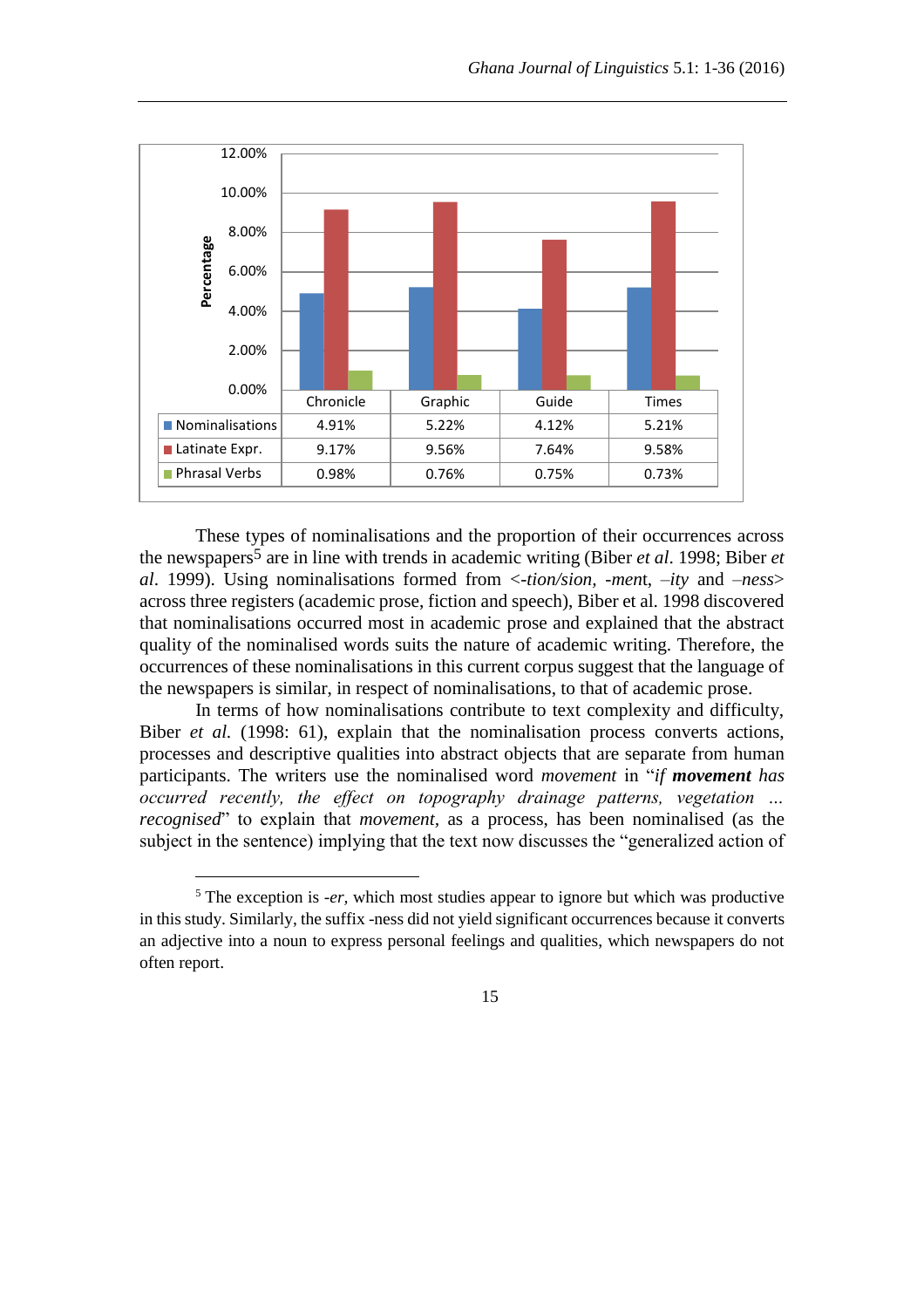| | Chronicle | Graphic | Guide | Times |
| --- | --- | --- | --- | --- |
| Nominalisations | 4.91% | 5.22% | 4.12% | 5.21% |
| Latinate Expr. | 9.17% | 9.56% | 7.64% | 9.58% |
| Phrasal Verbs | 0.98% | 0.76% | 0.75% | 0.73% |

These types of nominalisations and the proportion of their occurrences across the newspapers[5] are in line with trends in academic writing (Biber *et al*. 1998; Biber *et al*. 1999). Using nominalisations formed from <*-tion/sion*, *-ment*, *–ity* and *–ness*> across three registers (academic prose, fiction and speech), Biber et al. 1998 discovered that nominalisations occurred most in academic prose and explained that the abstract quality of the nominalised words suits the nature of academic writing. Therefore, the occurrences of these nominalisations in this current corpus suggest that the language of the newspapers is similar, in respect of nominalisations, to that of academic prose.

In terms of how nominalisations contribute to text complexity and difficulty, Biber *et al.* (1998: 61), explain that the nominalisation process converts actions, processes and descriptive qualities into abstract objects that are separate from human participants. The writers use the nominalised word *movement* in "*if* ***movement*** *has occurred recently, the effect on topography drainage patterns, vegetation … recognised*" to explain that *movement*, as a process, has been nominalised (as the subject in the sentence) implying that the text now discusses the "generalized action of

[5] The exception is *-er*, which most studies appear to ignore but which was productive in this study. Similarly, the suffix -ness did not yield significant occurrences because it converts an adjective into a noun to express personal feelings and qualities, which newspapers do not often report.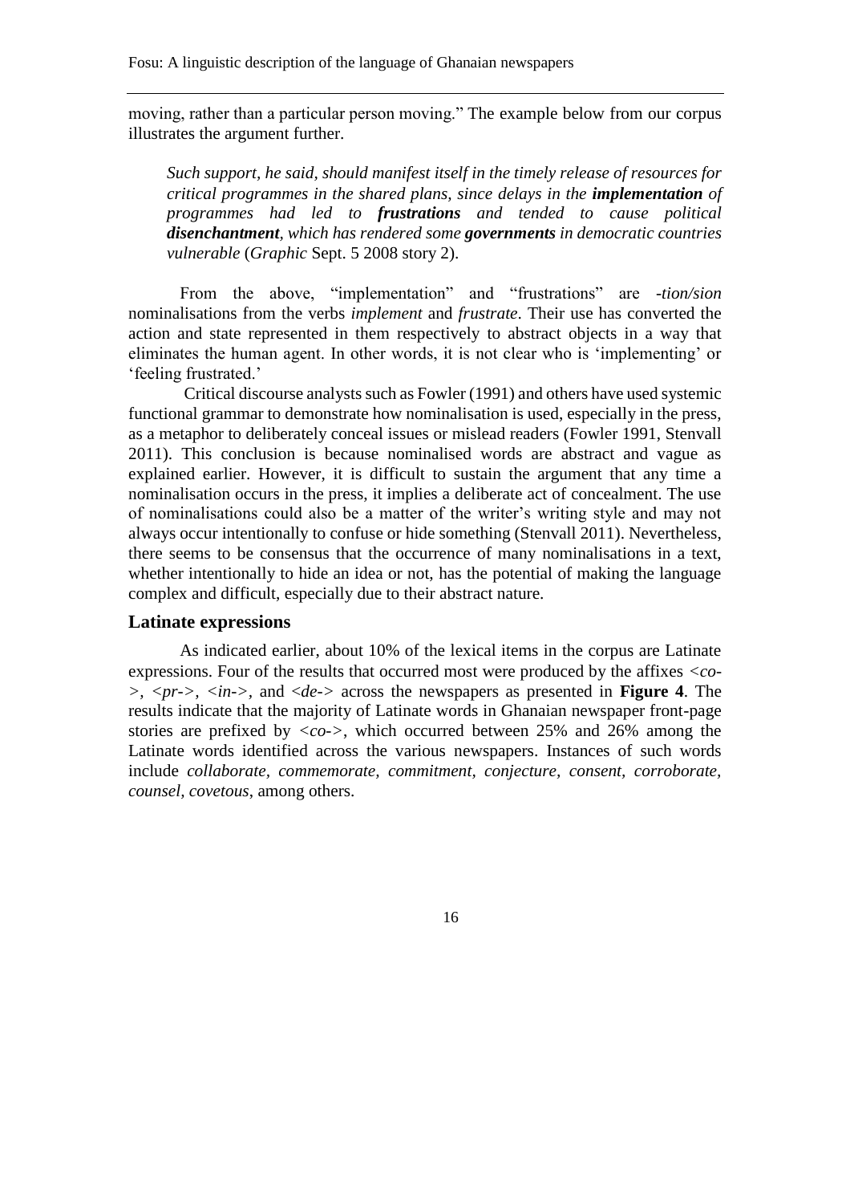moving, rather than a particular person moving." The example below from our corpus illustrates the argument further.

> *Such support, he said, should manifest itself in the timely release of resources for critical programmes in the shared plans, since delays in the **implementation** of programmes had led to **frustrations** and tended to cause political **disenchantment**, which has rendered some **governments** in democratic countries vulnerable* (*Graphic* Sept. 5 2008 story 2).

From the above, "implementation" and "frustrations" are *-tion/sion* nominalisations from the verbs *implement* and *frustrate*. Their use has converted the action and state represented in them respectively to abstract objects in a way that eliminates the human agent. In other words, it is not clear who is 'implementing' or 'feeling frustrated.'

Critical discourse analysts such as Fowler (1991) and others have used systemic functional grammar to demonstrate how nominalisation is used, especially in the press, as a metaphor to deliberately conceal issues or mislead readers (Fowler 1991, Stenvall 2011). This conclusion is because nominalised words are abstract and vague as explained earlier. However, it is difficult to sustain the argument that any time a nominalisation occurs in the press, it implies a deliberate act of concealment. The use of nominalisations could also be a matter of the writer's writing style and may not always occur intentionally to confuse or hide something (Stenvall 2011). Nevertheless, there seems to be consensus that the occurrence of many nominalisations in a text, whether intentionally to hide an idea or not, has the potential of making the language complex and difficult, especially due to their abstract nature.

### Latinate expressions

As indicated earlier, about 10% of the lexical items in the corpus are Latinate expressions. Four of the results that occurred most were produced by the affixes <*co->*, <*pr->*, <*in->*, and <*de->* across the newspapers as presented in **Figure 4**. The results indicate that the majority of Latinate words in Ghanaian newspaper front-page stories are prefixed by <*co->*, which occurred between 25% and 26% among the Latinate words identified across the various newspapers. Instances of such words include *collaborate*, *commemorate, commitment, conjecture, consent, corroborate, counsel, covetous*, among others.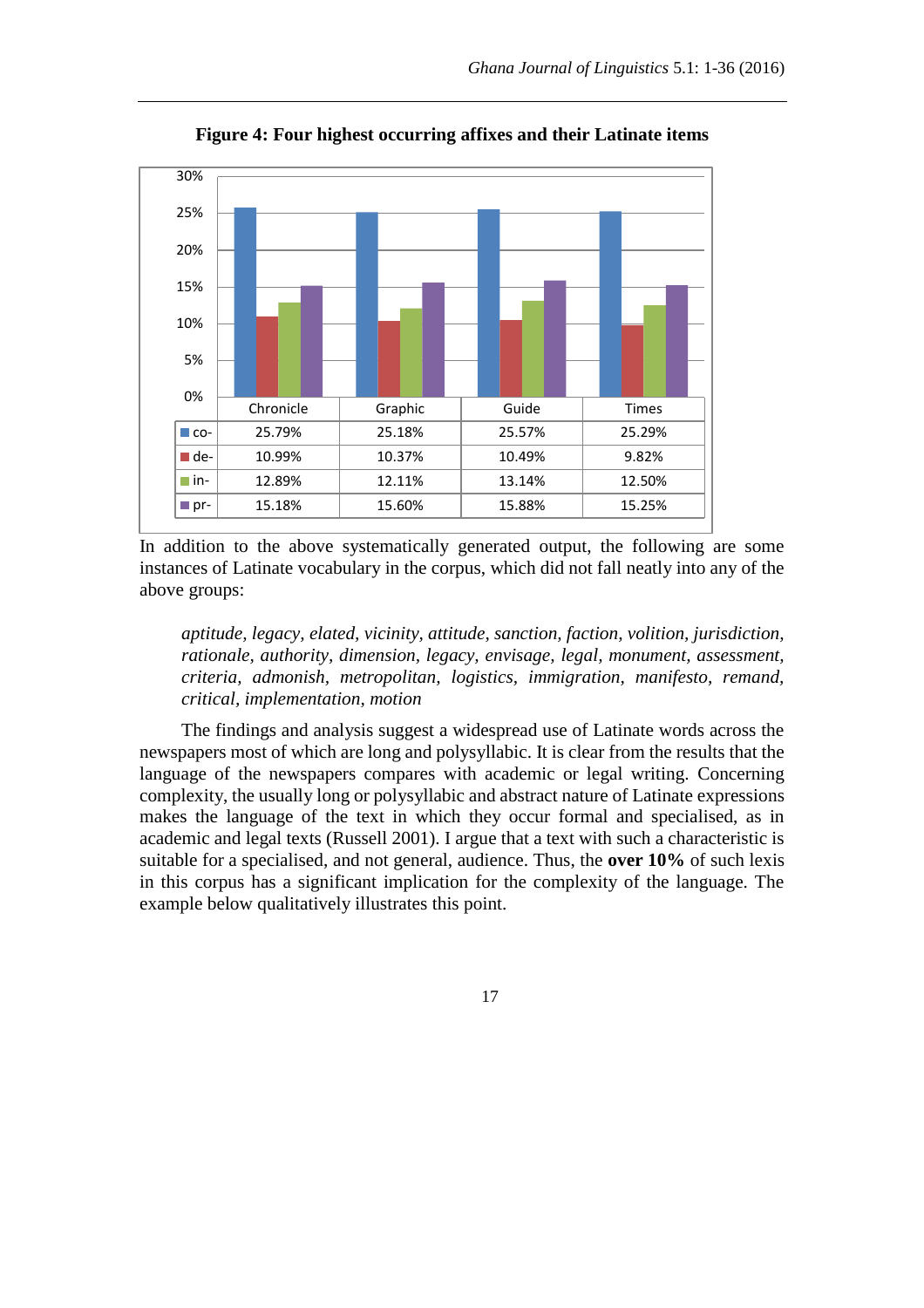**Figure 4: Four highest occurring affixes and their Latinate items**

| | Chronicle | Graphic | Guide | Times |
|---|---|---|---|---|
| co- | 25.79% | 25.18% | 25.57% | 25.29% |
| de- | 10.99% | 10.37% | 10.49% | 9.82% |
| in- | 12.89% | 12.11% | 13.14% | 12.50% |
| pr- | 15.18% | 15.60% | 15.88% | 15.25% |

In addition to the above systematically generated output, the following are some instances of Latinate vocabulary in the corpus, which did not fall neatly into any of the above groups:

> *aptitude, legacy, elated, vicinity, attitude, sanction, faction, volition, jurisdiction, rationale, authority, dimension, legacy, envisage, legal, monument, assessment, criteria, admonish, metropolitan, logistics, immigration, manifesto, remand, critical, implementation, motion*

The findings and analysis suggest a widespread use of Latinate words across the newspapers most of which are long and polysyllabic. It is clear from the results that the language of the newspapers compares with academic or legal writing. Concerning complexity, the usually long or polysyllabic and abstract nature of Latinate expressions makes the language of the text in which they occur formal and specialised, as in academic and legal texts (Russell 2001). I argue that a text with such a characteristic is suitable for a specialised, and not general, audience. Thus, the **over 10%** of such lexis in this corpus has a significant implication for the complexity of the language. The example below qualitatively illustrates this point.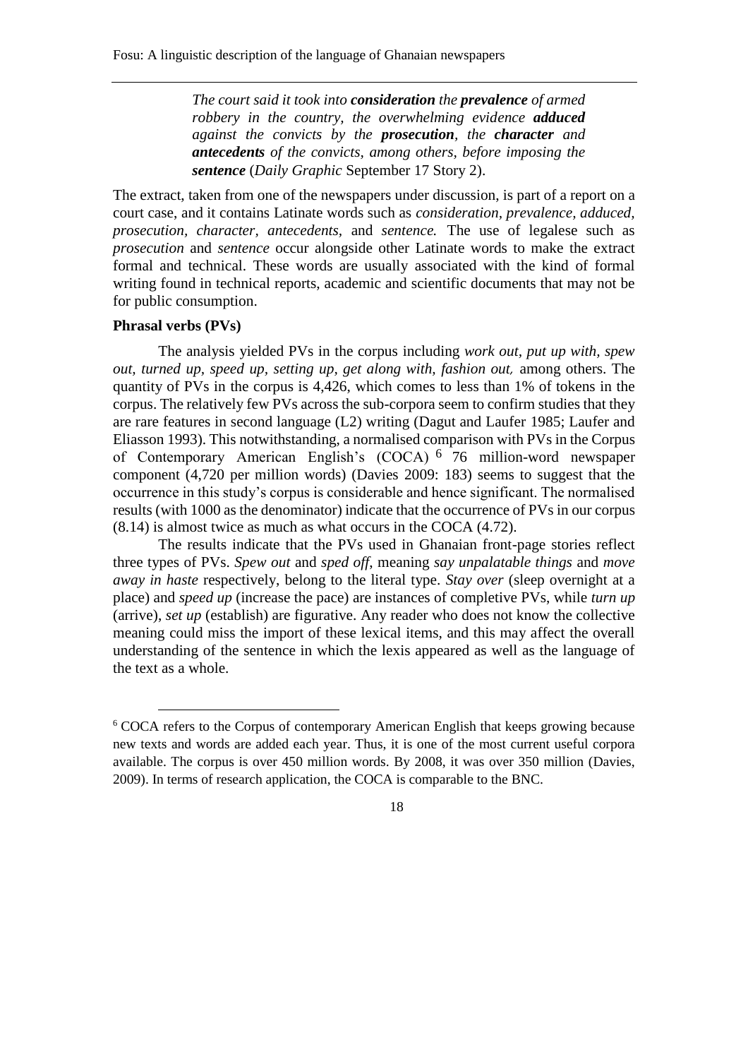> *The court said it took into **consideration** the **prevalence** of armed robbery in the country, the overwhelming evidence **adduced** against the convicts by the **prosecution**, the **character** and **antecedents** of the convicts, among others, before imposing the **sentence*** (*Daily Graphic* September 17 Story 2).

The extract, taken from one of the newspapers under discussion, is part of a report on a court case, and it contains Latinate words such as *consideration, prevalence, adduced, prosecution, character, antecedents,* and *sentence.* The use of legalese such as *prosecution* and *sentence* occur alongside other Latinate words to make the extract formal and technical. These words are usually associated with the kind of formal writing found in technical reports, academic and scientific documents that may not be for public consumption.

**Phrasal verbs (PVs)**

The analysis yielded PVs in the corpus including *work out, put up with, spew out, turned up, speed up, setting up, get along with, fashion out,* among others. The quantity of PVs in the corpus is 4,426, which comes to less than 1% of tokens in the corpus. The relatively few PVs across the sub-corpora seem to confirm studies that they are rare features in second language (L2) writing (Dagut and Laufer 1985; Laufer and Eliasson 1993). This notwithstanding, a normalised comparison with PVs in the Corpus of Contemporary American English's (COCA) [6] 76 million-word newspaper component (4,720 per million words) (Davies 2009: 183) seems to suggest that the occurrence in this study's corpus is considerable and hence significant. The normalised results (with 1000 as the denominator) indicate that the occurrence of PVs in our corpus (8.14) is almost twice as much as what occurs in the COCA (4.72).

The results indicate that the PVs used in Ghanaian front-page stories reflect three types of PVs. *Spew out* and *sped off*, meaning *say unpalatable things* and *move away in haste* respectively, belong to the literal type. *Stay over* (sleep overnight at a place) and *speed up* (increase the pace) are instances of completive PVs, while *turn up* (arrive), *set up* (establish) are figurative. Any reader who does not know the collective meaning could miss the import of these lexical items, and this may affect the overall understanding of the sentence in which the lexis appeared as well as the language of the text as a whole.

[6] COCA refers to the Corpus of contemporary American English that keeps growing because new texts and words are added each year. Thus, it is one of the most current useful corpora available. The corpus is over 450 million words. By 2008, it was over 350 million (Davies, 2009). In terms of research application, the COCA is comparable to the BNC.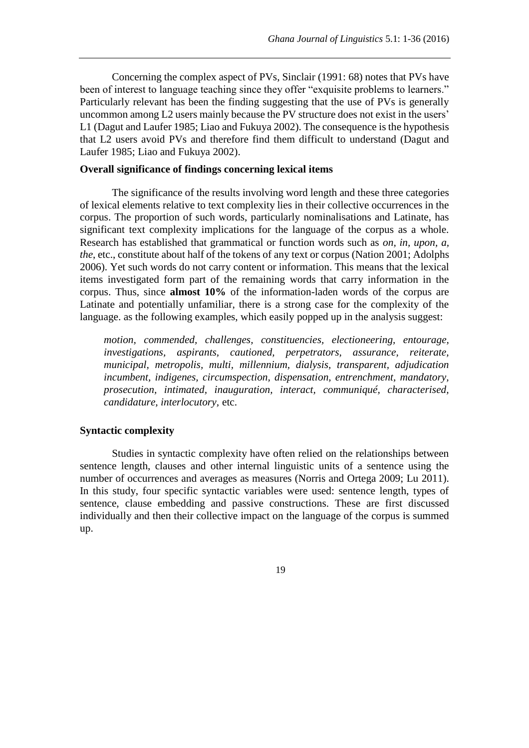Concerning the complex aspect of PVs, Sinclair (1991: 68) notes that PVs have been of interest to language teaching since they offer "exquisite problems to learners." Particularly relevant has been the finding suggesting that the use of PVs is generally uncommon among L2 users mainly because the PV structure does not exist in the users' L1 (Dagut and Laufer 1985; Liao and Fukuya 2002). The consequence is the hypothesis that L2 users avoid PVs and therefore find them difficult to understand (Dagut and Laufer 1985; Liao and Fukuya 2002).

**Overall significance of findings concerning lexical items**

The significance of the results involving word length and these three categories of lexical elements relative to text complexity lies in their collective occurrences in the corpus. The proportion of such words, particularly nominalisations and Latinate, has significant text complexity implications for the language of the corpus as a whole. Research has established that grammatical or function words such as *on, in, upon, a, the*, etc., constitute about half of the tokens of any text or corpus (Nation 2001; Adolphs 2006). Yet such words do not carry content or information. This means that the lexical items investigated form part of the remaining words that carry information in the corpus. Thus, since **almost 10%** of the information-laden words of the corpus are Latinate and potentially unfamiliar, there is a strong case for the complexity of the language. as the following examples, which easily popped up in the analysis suggest:

> *motion, commended, challenges, constituencies, electioneering, entourage, investigations, aspirants, cautioned, perpetrators, assurance, reiterate, municipal, metropolis, multi, millennium, dialysis, transparent, adjudication incumbent, indigenes, circumspection, dispensation, entrenchment, mandatory, prosecution, intimated, inauguration, interact, communiqué, characterised, candidature, interlocutory*, etc.

**Syntactic complexity**

Studies in syntactic complexity have often relied on the relationships between sentence length, clauses and other internal linguistic units of a sentence using the number of occurrences and averages as measures (Norris and Ortega 2009; Lu 2011). In this study, four specific syntactic variables were used: sentence length, types of sentence, clause embedding and passive constructions. These are first discussed individually and then their collective impact on the language of the corpus is summed up.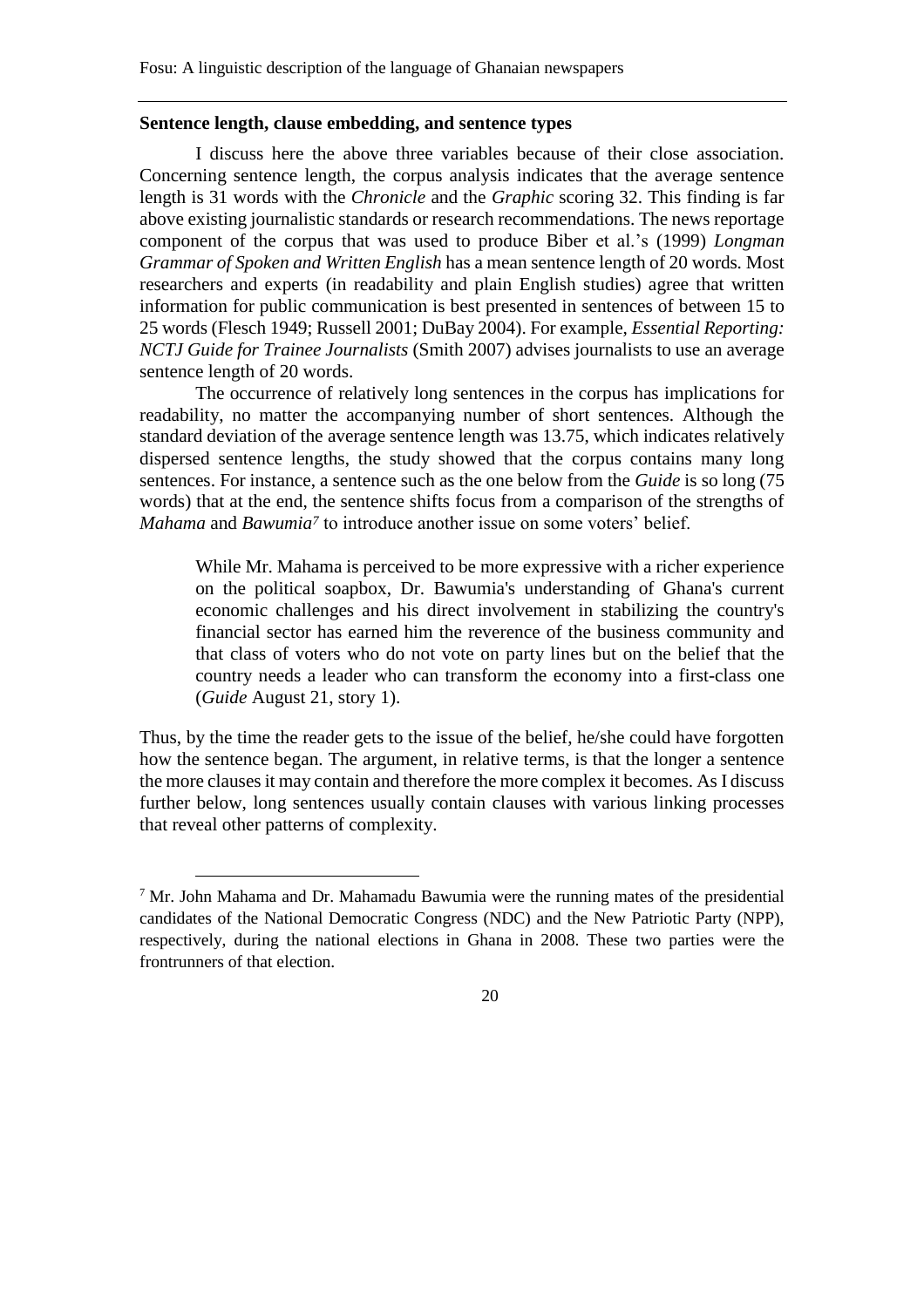**Sentence length, clause embedding, and sentence types**

I discuss here the above three variables because of their close association. Concerning sentence length, the corpus analysis indicates that the average sentence length is 31 words with the *Chronicle* and the *Graphic* scoring 32. This finding is far above existing journalistic standards or research recommendations. The news reportage component of the corpus that was used to produce Biber et al.'s (1999) *Longman Grammar of Spoken and Written English* has a mean sentence length of 20 words. Most researchers and experts (in readability and plain English studies) agree that written information for public communication is best presented in sentences of between 15 to 25 words (Flesch 1949; Russell 2001; DuBay 2004). For example, *Essential Reporting: NCTJ Guide for Trainee Journalists* (Smith 2007) advises journalists to use an average sentence length of 20 words.

The occurrence of relatively long sentences in the corpus has implications for readability, no matter the accompanying number of short sentences. Although the standard deviation of the average sentence length was 13.75, which indicates relatively dispersed sentence lengths, the study showed that the corpus contains many long sentences. For instance, a sentence such as the one below from the *Guide* is so long (75 words) that at the end, the sentence shifts focus from a comparison of the strengths of *Mahama* and *Bawumia*[7] to introduce another issue on some voters' belief.

> While Mr. Mahama is perceived to be more expressive with a richer experience on the political soapbox, Dr. Bawumia's understanding of Ghana's current economic challenges and his direct involvement in stabilizing the country's financial sector has earned him the reverence of the business community and that class of voters who do not vote on party lines but on the belief that the country needs a leader who can transform the economy into a first-class one (*Guide* August 21, story 1).

Thus, by the time the reader gets to the issue of the belief, he/she could have forgotten how the sentence began. The argument, in relative terms, is that the longer a sentence the more clauses it may contain and therefore the more complex it becomes. As I discuss further below, long sentences usually contain clauses with various linking processes that reveal other patterns of complexity.

---

[7] Mr. John Mahama and Dr. Mahamadu Bawumia were the running mates of the presidential candidates of the National Democratic Congress (NDC) and the New Patriotic Party (NPP), respectively, during the national elections in Ghana in 2008. These two parties were the frontrunners of that election.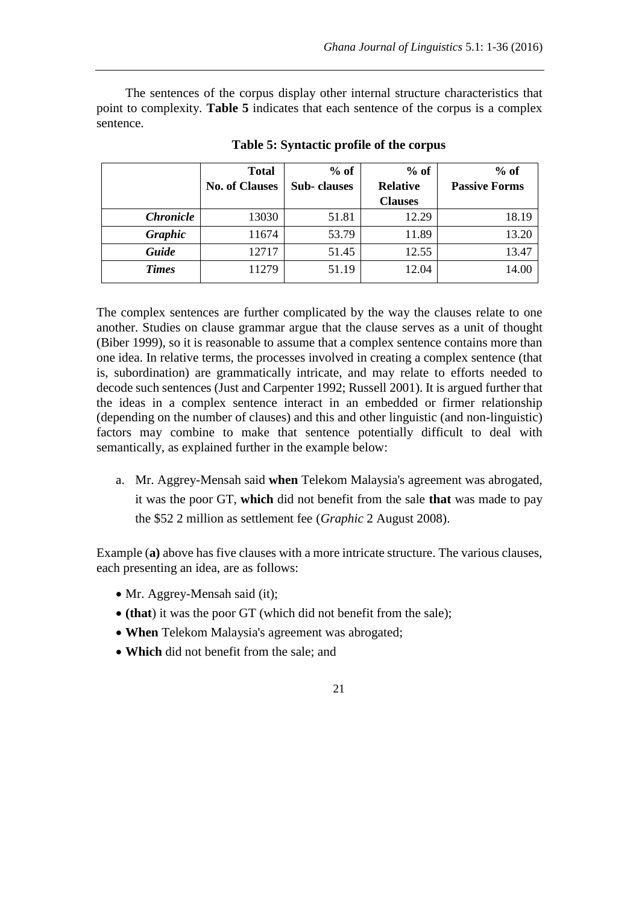The sentences of the corpus display other internal structure characteristics that point to complexity. **Table 5** indicates that each sentence of the corpus is a complex sentence.

**Table 5: Syntactic profile of the corpus**

| | Total No. of Clauses | % of Sub- clauses | % of Relative Clauses | % of Passive Forms |
|---|---|---|---|---|
| ***Chronicle*** | 13030 | 51.81 | 12.29 | 18.19 |
| ***Graphic*** | 11674 | 53.79 | 11.89 | 13.20 |
| ***Guide*** | 12717 | 51.45 | 12.55 | 13.47 |
| ***Times*** | 11279 | 51.19 | 12.04 | 14.00 |

The complex sentences are further complicated by the way the clauses relate to one another. Studies on clause grammar argue that the clause serves as a unit of thought (Biber 1999), so it is reasonable to assume that a complex sentence contains more than one idea. In relative terms, the processes involved in creating a complex sentence (that is, subordination) are grammatically intricate, and may relate to efforts needed to decode such sentences (Just and Carpenter 1992; Russell 2001). It is argued further that the ideas in a complex sentence interact in an embedded or firmer relationship (depending on the number of clauses) and this and other linguistic (and non-linguistic) factors may combine to make that sentence potentially difficult to deal with semantically, as explained further in the example below:

a. Mr. Aggrey-Mensah said **when** Telekom Malaysia's agreement was abrogated, it was the poor GT, **which** did not benefit from the sale **that** was made to pay the $52 2 million as settlement fee (*Graphic* 2 August 2008).

Example (**a)** above has five clauses with a more intricate structure. The various clauses, each presenting an idea, are as follows:

- Mr. Aggrey-Mensah said (it);
- **(that**) it was the poor GT (which did not benefit from the sale);
- **When** Telekom Malaysia's agreement was abrogated;
- **Which** did not benefit from the sale; and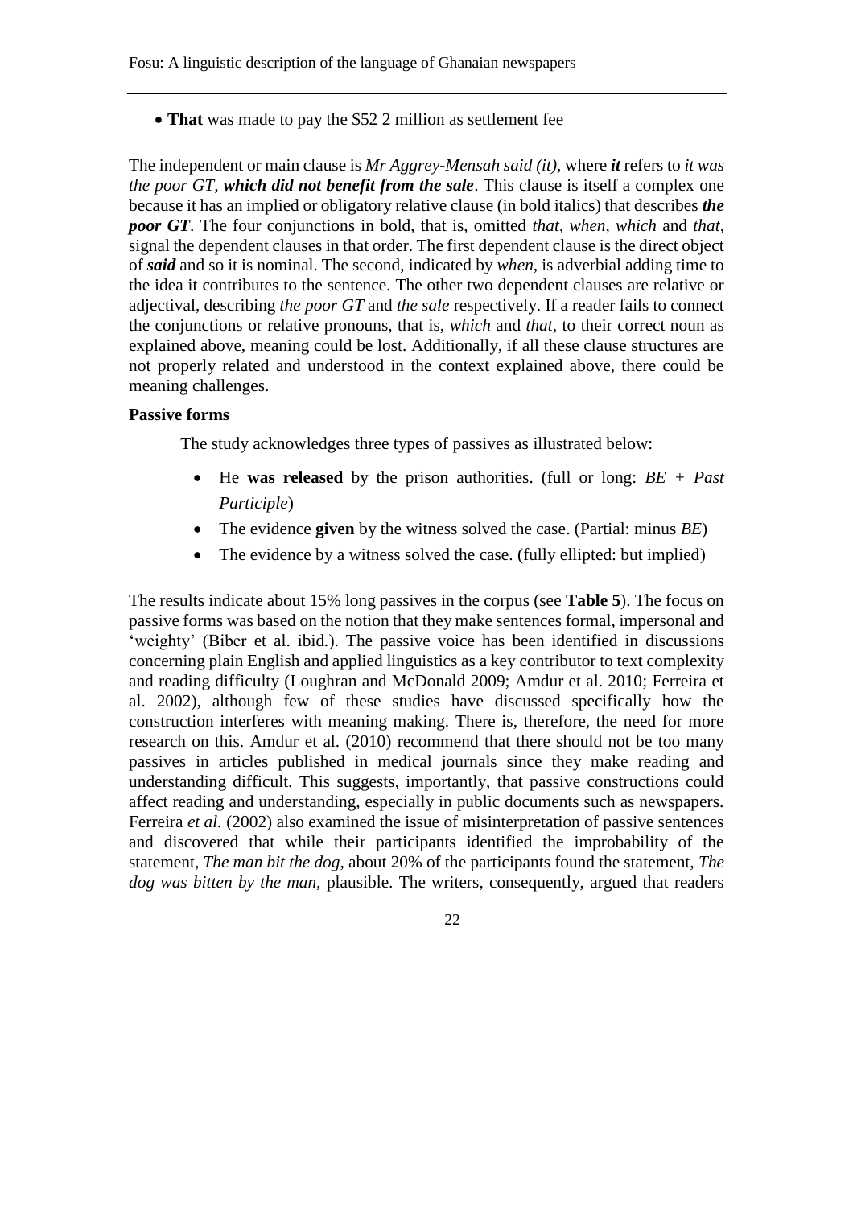- **That** was made to pay the $52 2 million as settlement fee

The independent or main clause is *Mr Aggrey-Mensah said (it)*, where ***it*** refers to *it was the poor GT*, ***which did not benefit from the sale***. This clause is itself a complex one because it has an implied or obligatory relative clause (in bold italics) that describes ***the poor GT***. The four conjunctions in bold, that is, omitted *that*, *when*, *which* and *that*, signal the dependent clauses in that order. The first dependent clause is the direct object of ***said*** and so it is nominal. The second, indicated by *when*, is adverbial adding time to the idea it contributes to the sentence. The other two dependent clauses are relative or adjectival, describing *the poor GT* and *the sale* respectively. If a reader fails to connect the conjunctions or relative pronouns, that is, *which* and *that*, to their correct noun as explained above, meaning could be lost. Additionally, if all these clause structures are not properly related and understood in the context explained above, there could be meaning challenges.

**Passive forms**

The study acknowledges three types of passives as illustrated below:

- He **was released** by the prison authorities. (full or long: *BE* + *Past Participle*)
- The evidence **given** by the witness solved the case. (Partial: minus *BE*)
- The evidence by a witness solved the case. (fully ellipted: but implied)

The results indicate about 15% long passives in the corpus (see **Table 5**). The focus on passive forms was based on the notion that they make sentences formal, impersonal and 'weighty' (Biber et al. ibid.). The passive voice has been identified in discussions concerning plain English and applied linguistics as a key contributor to text complexity and reading difficulty (Loughran and McDonald 2009; Amdur et al. 2010; Ferreira et al. 2002), although few of these studies have discussed specifically how the construction interferes with meaning making. There is, therefore, the need for more research on this. Amdur et al. (2010) recommend that there should not be too many passives in articles published in medical journals since they make reading and understanding difficult. This suggests, importantly, that passive constructions could affect reading and understanding, especially in public documents such as newspapers. Ferreira *et al.* (2002) also examined the issue of misinterpretation of passive sentences and discovered that while their participants identified the improbability of the statement, *The man bit the dog*, about 20% of the participants found the statement, *The dog was bitten by the man*, plausible. The writers, consequently, argued that readers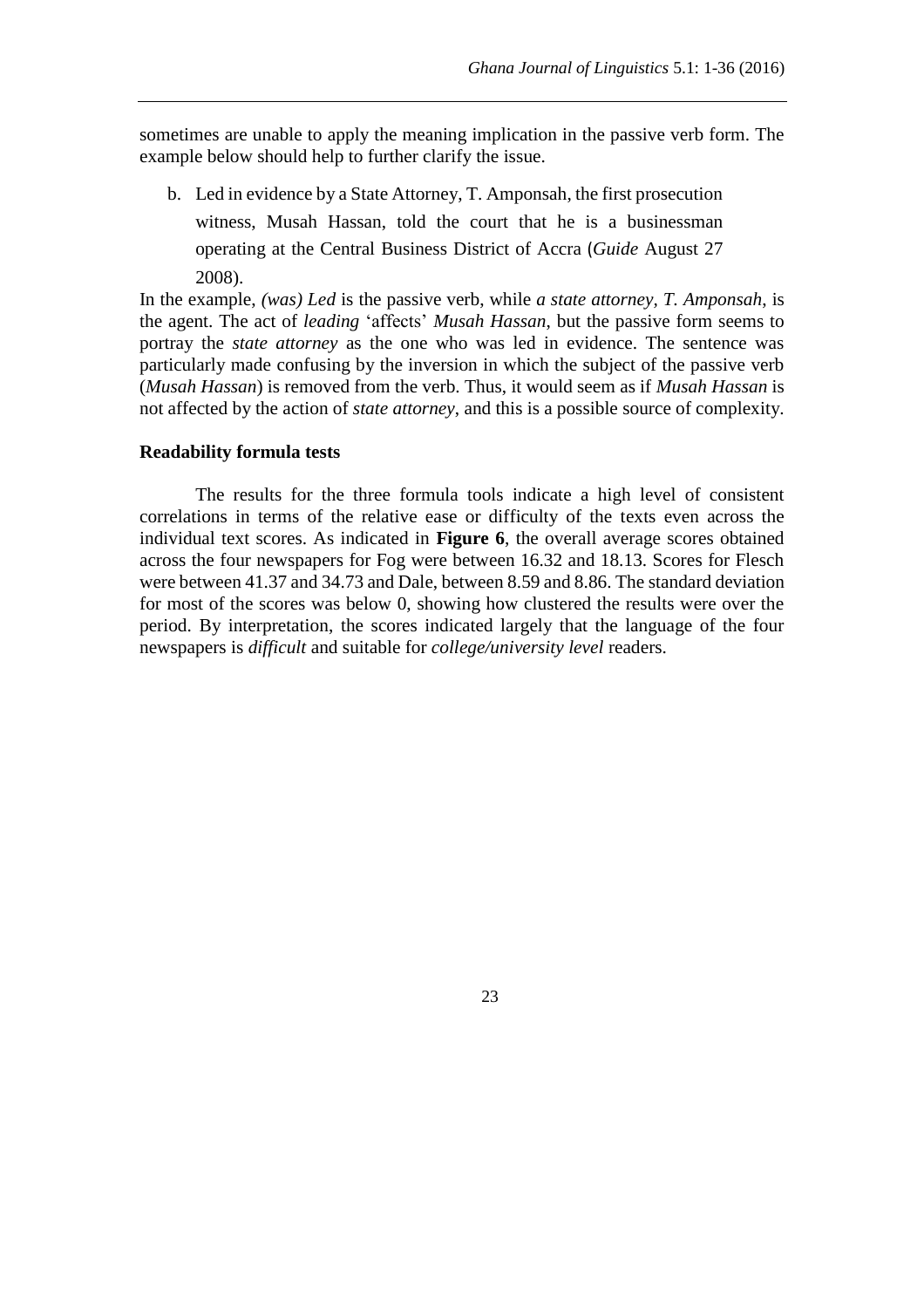sometimes are unable to apply the meaning implication in the passive verb form. The example below should help to further clarify the issue.

b. Led in evidence by a State Attorney, T. Amponsah, the first prosecution witness, Musah Hassan, told the court that he is a businessman operating at the Central Business District of Accra (*Guide* August 27 2008).

In the example, *(was) Led* is the passive verb, while *a state attorney, T. Amponsah*, is the agent. The act of *leading* 'affects' *Musah Hassan*, but the passive form seems to portray the *state attorney* as the one who was led in evidence. The sentence was particularly made confusing by the inversion in which the subject of the passive verb (*Musah Hassan*) is removed from the verb. Thus, it would seem as if *Musah Hassan* is not affected by the action of *state attorney*, and this is a possible source of complexity.

### Readability formula tests

The results for the three formula tools indicate a high level of consistent correlations in terms of the relative ease or difficulty of the texts even across the individual text scores. As indicated in **Figure 6**, the overall average scores obtained across the four newspapers for Fog were between 16.32 and 18.13. Scores for Flesch were between 41.37 and 34.73 and Dale, between 8.59 and 8.86. The standard deviation for most of the scores was below 0, showing how clustered the results were over the period. By interpretation, the scores indicated largely that the language of the four newspapers is *difficult* and suitable for *college/university level* readers.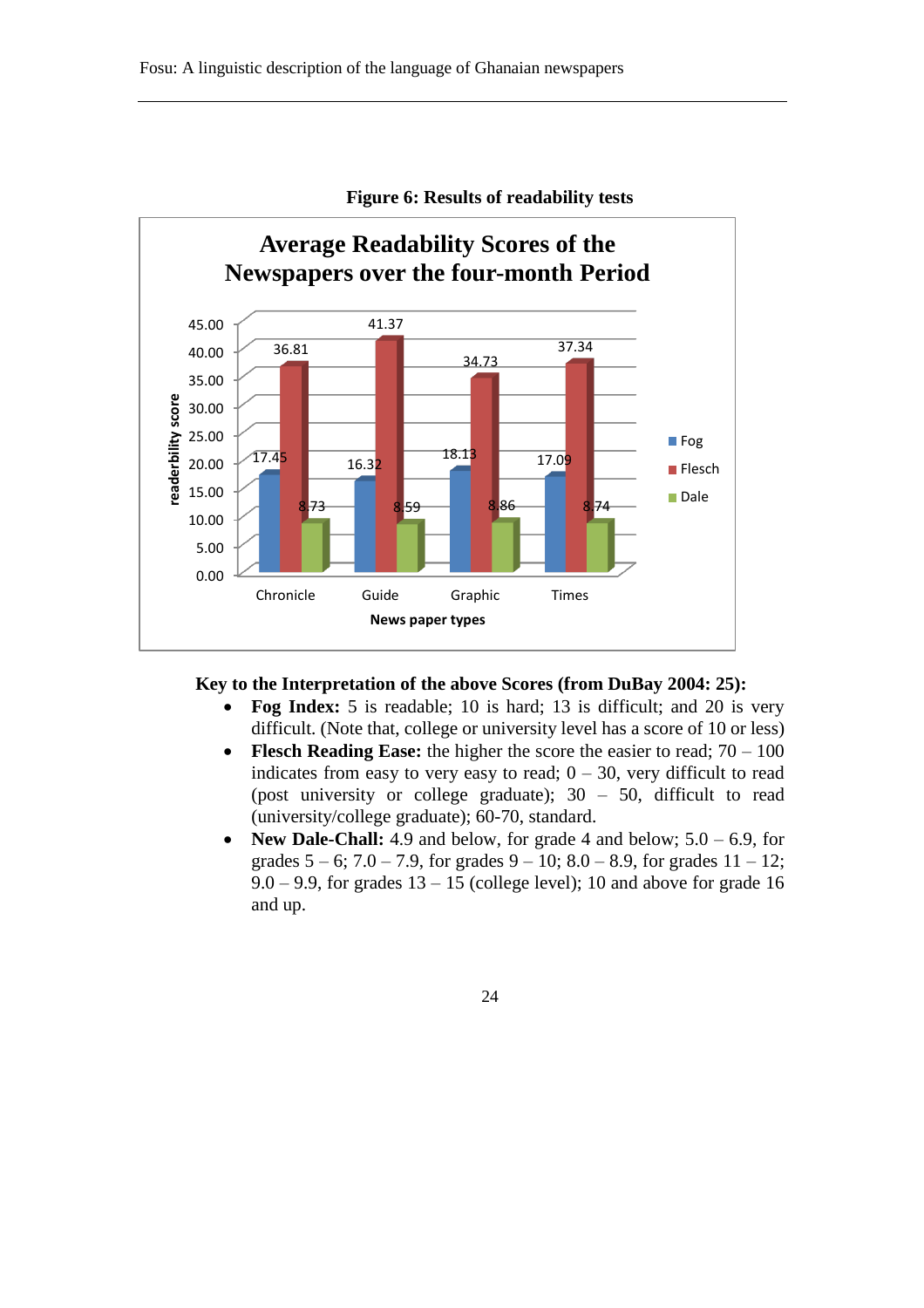**Figure 6: Results of readability tests**

**Average Readability Scores of the Newspapers over the four-month Period**

| News paper types | Fog | Flesch | Dale |
|---|---|---|---|
| Chronicle | 17.45 | 36.81 | 8.73 |
| Guide | 16.32 | 41.37 | 8.59 |
| Graphic | 18.13 | 34.73 | 8.86 |
| Times | 17.09 | 37.34 | 8.74 |

**Key to the Interpretation of the above Scores (from DuBay 2004: 25):**

- **Fog Index:** 5 is readable; 10 is hard; 13 is difficult; and 20 is very difficult. (Note that, college or university level has a score of 10 or less)
- **Flesch Reading Ease:** the higher the score the easier to read; 70 – 100 indicates from easy to very easy to read; 0 – 30, very difficult to read (post university or college graduate); 30 – 50, difficult to read (university/college graduate); 60-70, standard.
- **New Dale-Chall:** 4.9 and below, for grade 4 and below; 5.0 – 6.9, for grades 5 – 6; 7.0 – 7.9, for grades 9 – 10; 8.0 – 8.9, for grades 11 – 12; 9.0 – 9.9, for grades 13 – 15 (college level); 10 and above for grade 16 and up.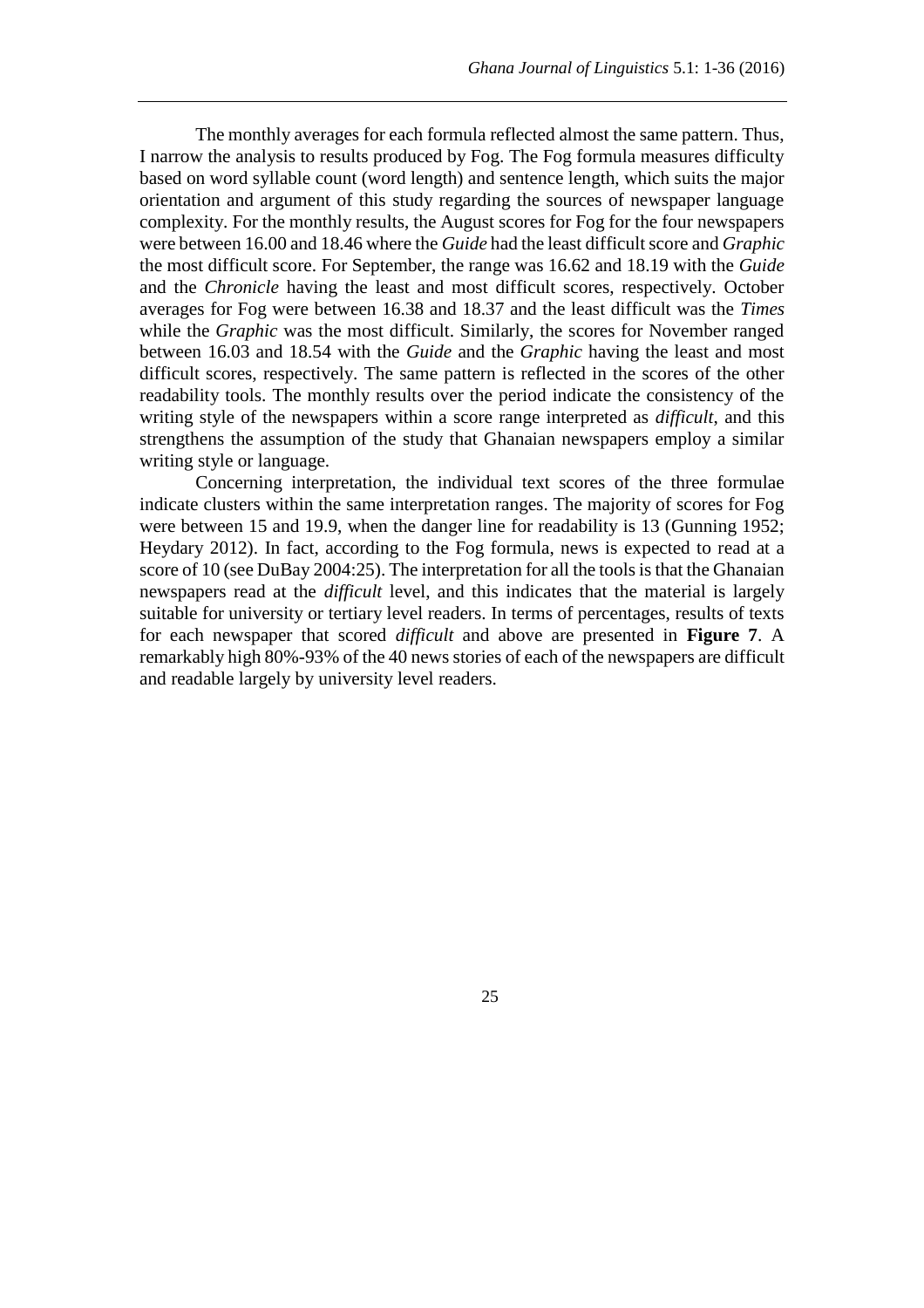The monthly averages for each formula reflected almost the same pattern. Thus, I narrow the analysis to results produced by Fog. The Fog formula measures difficulty based on word syllable count (word length) and sentence length, which suits the major orientation and argument of this study regarding the sources of newspaper language complexity. For the monthly results, the August scores for Fog for the four newspapers were between 16.00 and 18.46 where the *Guide* had the least difficult score and *Graphic* the most difficult score. For September, the range was 16.62 and 18.19 with the *Guide* and the *Chronicle* having the least and most difficult scores, respectively. October averages for Fog were between 16.38 and 18.37 and the least difficult was the *Times* while the *Graphic* was the most difficult. Similarly, the scores for November ranged between 16.03 and 18.54 with the *Guide* and the *Graphic* having the least and most difficult scores, respectively. The same pattern is reflected in the scores of the other readability tools. The monthly results over the period indicate the consistency of the writing style of the newspapers within a score range interpreted as *difficult*, and this strengthens the assumption of the study that Ghanaian newspapers employ a similar writing style or language.

Concerning interpretation, the individual text scores of the three formulae indicate clusters within the same interpretation ranges. The majority of scores for Fog were between 15 and 19.9, when the danger line for readability is 13 (Gunning 1952; Heydary 2012). In fact, according to the Fog formula, news is expected to read at a score of 10 (see DuBay 2004:25). The interpretation for all the tools is that the Ghanaian newspapers read at the *difficult* level, and this indicates that the material is largely suitable for university or tertiary level readers. In terms of percentages, results of texts for each newspaper that scored *difficult* and above are presented in **Figure 7**. A remarkably high 80%-93% of the 40 news stories of each of the newspapers are difficult and readable largely by university level readers.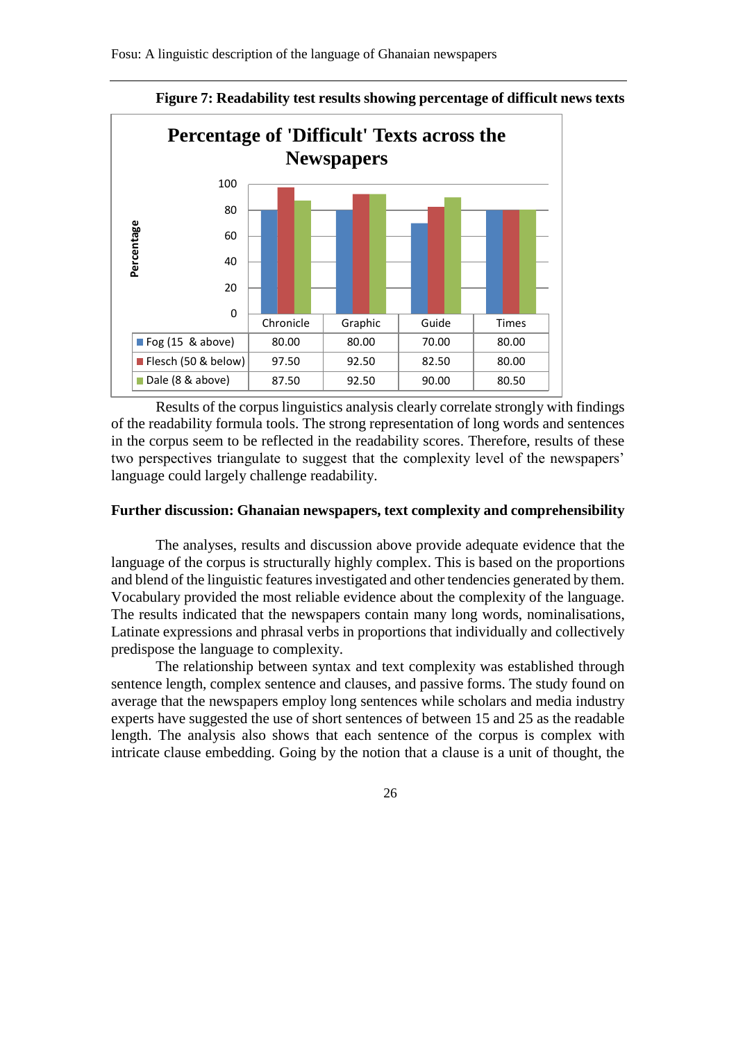**Figure 7: Readability test results showing percentage of difficult news texts**

**Percentage of 'Difficult' Texts across the Newspapers**

| | Chronicle | Graphic | Guide | Times |
|---|---|---|---|---|
| Fog (15 & above) | 80.00 | 80.00 | 70.00 | 80.00 |
| Flesch (50 & below) | 97.50 | 92.50 | 82.50 | 80.00 |
| Dale (8 & above) | 87.50 | 92.50 | 90.00 | 80.50 |

Results of the corpus linguistics analysis clearly correlate strongly with findings of the readability formula tools. The strong representation of long words and sentences in the corpus seem to be reflected in the readability scores. Therefore, results of these two perspectives triangulate to suggest that the complexity level of the newspapers' language could largely challenge readability.

### Further discussion: Ghanaian newspapers, text complexity and comprehensibility

The analyses, results and discussion above provide adequate evidence that the language of the corpus is structurally highly complex. This is based on the proportions and blend of the linguistic features investigated and other tendencies generated by them. Vocabulary provided the most reliable evidence about the complexity of the language. The results indicated that the newspapers contain many long words, nominalisations, Latinate expressions and phrasal verbs in proportions that individually and collectively predispose the language to complexity.

The relationship between syntax and text complexity was established through sentence length, complex sentence and clauses, and passive forms. The study found on average that the newspapers employ long sentences while scholars and media industry experts have suggested the use of short sentences of between 15 and 25 as the readable length. The analysis also shows that each sentence of the corpus is complex with intricate clause embedding. Going by the notion that a clause is a unit of thought, the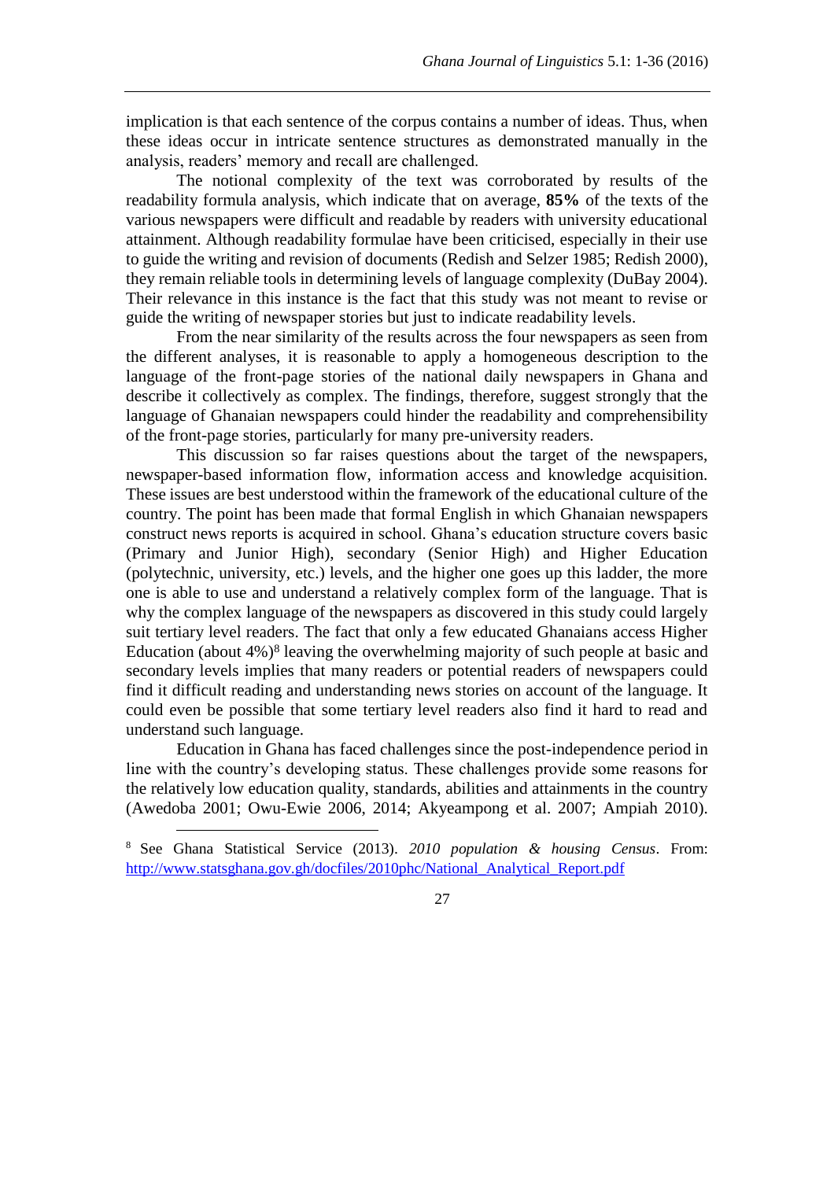implication is that each sentence of the corpus contains a number of ideas. Thus, when these ideas occur in intricate sentence structures as demonstrated manually in the analysis, readers' memory and recall are challenged.

The notional complexity of the text was corroborated by results of the readability formula analysis, which indicate that on average, **85%** of the texts of the various newspapers were difficult and readable by readers with university educational attainment. Although readability formulae have been criticised, especially in their use to guide the writing and revision of documents (Redish and Selzer 1985; Redish 2000), they remain reliable tools in determining levels of language complexity (DuBay 2004). Their relevance in this instance is the fact that this study was not meant to revise or guide the writing of newspaper stories but just to indicate readability levels.

From the near similarity of the results across the four newspapers as seen from the different analyses, it is reasonable to apply a homogeneous description to the language of the front-page stories of the national daily newspapers in Ghana and describe it collectively as complex. The findings, therefore, suggest strongly that the language of Ghanaian newspapers could hinder the readability and comprehensibility of the front-page stories, particularly for many pre-university readers.

This discussion so far raises questions about the target of the newspapers, newspaper-based information flow, information access and knowledge acquisition. These issues are best understood within the framework of the educational culture of the country. The point has been made that formal English in which Ghanaian newspapers construct news reports is acquired in school. Ghana's education structure covers basic (Primary and Junior High), secondary (Senior High) and Higher Education (polytechnic, university, etc.) levels, and the higher one goes up this ladder, the more one is able to use and understand a relatively complex form of the language. That is why the complex language of the newspapers as discovered in this study could largely suit tertiary level readers. The fact that only a few educated Ghanaians access Higher Education (about 4%)[8] leaving the overwhelming majority of such people at basic and secondary levels implies that many readers or potential readers of newspapers could find it difficult reading and understanding news stories on account of the language. It could even be possible that some tertiary level readers also find it hard to read and understand such language.

Education in Ghana has faced challenges since the post-independence period in line with the country's developing status. These challenges provide some reasons for the relatively low education quality, standards, abilities and attainments in the country (Awedoba 2001; Owu-Ewie 2006, 2014; Akyeampong et al. 2007; Ampiah 2010).

---

[8] See Ghana Statistical Service (2013). *2010 population & housing Census*. From: http://www.statsghana.gov.gh/docfiles/2010phc/National_Analytical_Report.pdf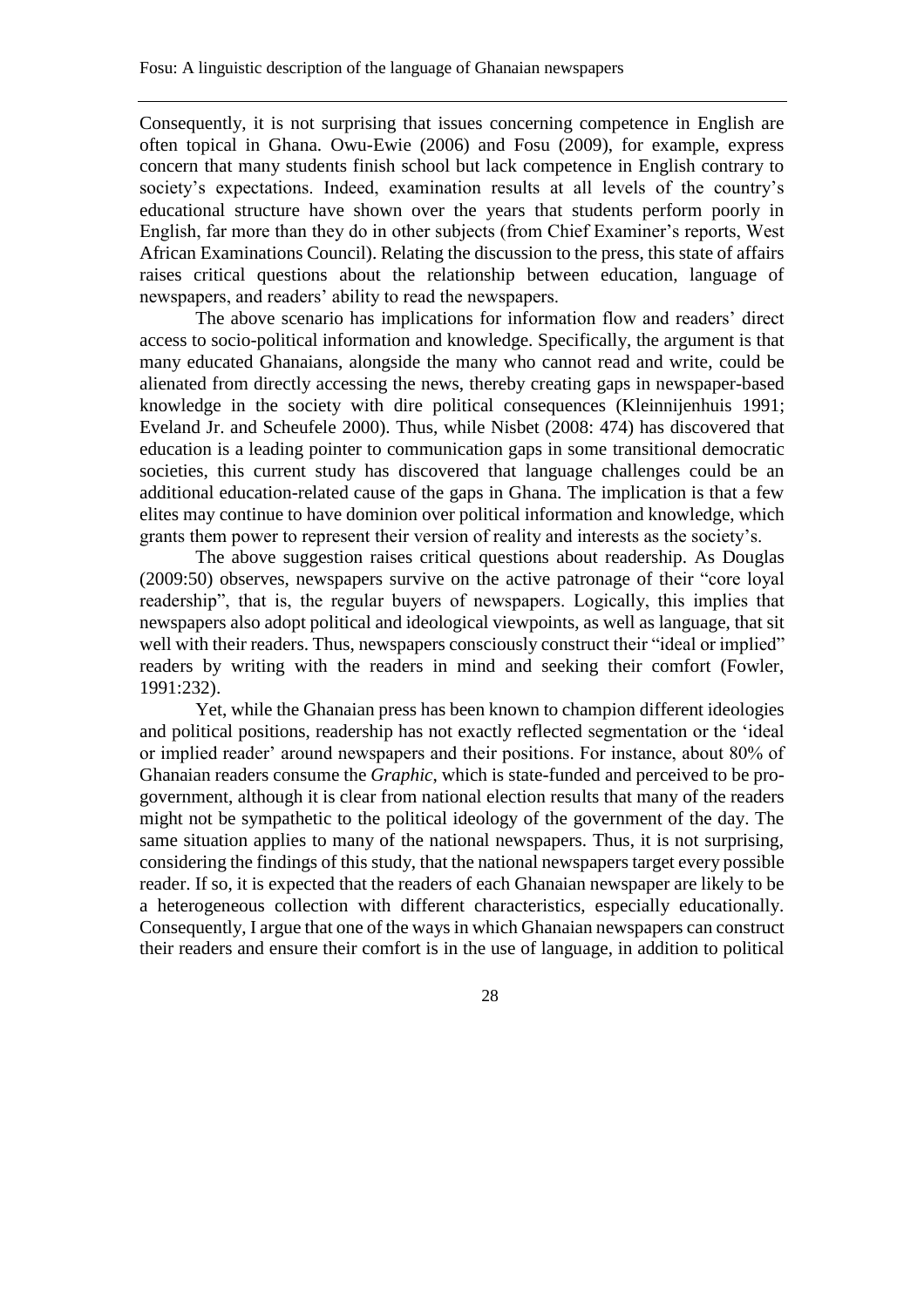Consequently, it is not surprising that issues concerning competence in English are often topical in Ghana. Owu-Ewie (2006) and Fosu (2009), for example, express concern that many students finish school but lack competence in English contrary to society's expectations. Indeed, examination results at all levels of the country's educational structure have shown over the years that students perform poorly in English, far more than they do in other subjects (from Chief Examiner's reports, West African Examinations Council). Relating the discussion to the press, this state of affairs raises critical questions about the relationship between education, language of newspapers, and readers' ability to read the newspapers.

The above scenario has implications for information flow and readers' direct access to socio-political information and knowledge. Specifically, the argument is that many educated Ghanaians, alongside the many who cannot read and write, could be alienated from directly accessing the news, thereby creating gaps in newspaper-based knowledge in the society with dire political consequences (Kleinnijenhuis 1991; Eveland Jr. and Scheufele 2000). Thus, while Nisbet (2008: 474) has discovered that education is a leading pointer to communication gaps in some transitional democratic societies, this current study has discovered that language challenges could be an additional education-related cause of the gaps in Ghana. The implication is that a few elites may continue to have dominion over political information and knowledge, which grants them power to represent their version of reality and interests as the society's.

The above suggestion raises critical questions about readership. As Douglas (2009:50) observes, newspapers survive on the active patronage of their "core loyal readership", that is, the regular buyers of newspapers. Logically, this implies that newspapers also adopt political and ideological viewpoints, as well as language, that sit well with their readers. Thus, newspapers consciously construct their "ideal or implied" readers by writing with the readers in mind and seeking their comfort (Fowler, 1991:232).

Yet, while the Ghanaian press has been known to champion different ideologies and political positions, readership has not exactly reflected segmentation or the 'ideal or implied reader' around newspapers and their positions. For instance, about 80% of Ghanaian readers consume the *Graphic*, which is state-funded and perceived to be pro-government, although it is clear from national election results that many of the readers might not be sympathetic to the political ideology of the government of the day. The same situation applies to many of the national newspapers. Thus, it is not surprising, considering the findings of this study, that the national newspapers target every possible reader. If so, it is expected that the readers of each Ghanaian newspaper are likely to be a heterogeneous collection with different characteristics, especially educationally. Consequently, I argue that one of the ways in which Ghanaian newspapers can construct their readers and ensure their comfort is in the use of language, in addition to political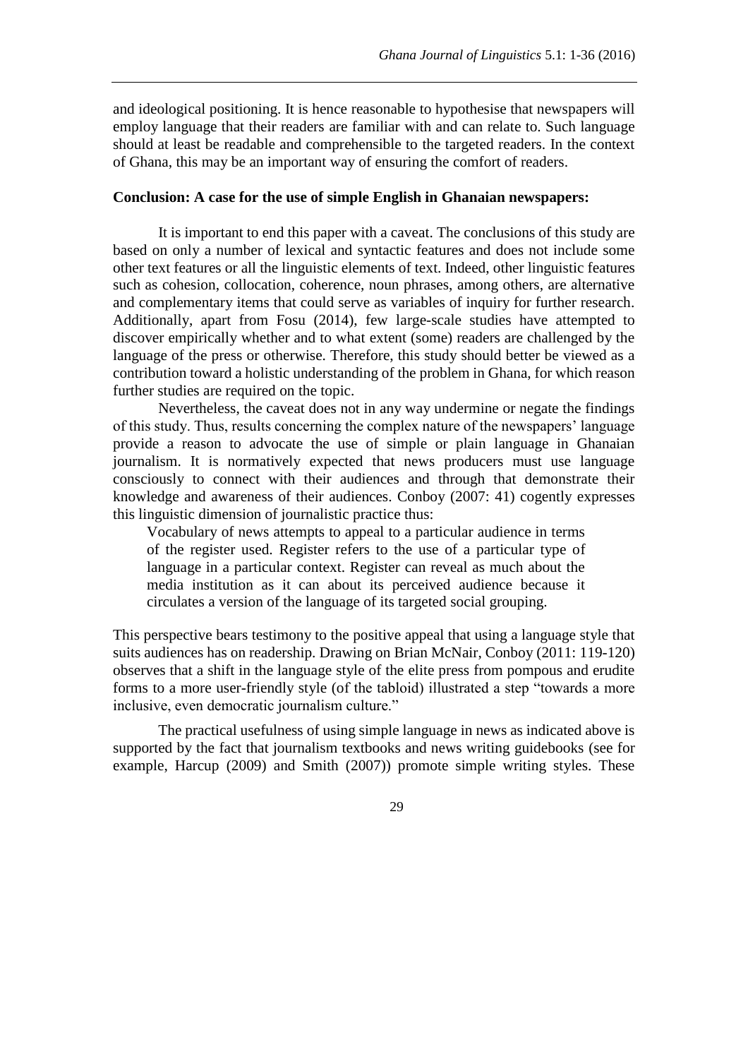and ideological positioning. It is hence reasonable to hypothesise that newspapers will employ language that their readers are familiar with and can relate to. Such language should at least be readable and comprehensible to the targeted readers. In the context of Ghana, this may be an important way of ensuring the comfort of readers.

**Conclusion: A case for the use of simple English in Ghanaian newspapers:**

It is important to end this paper with a caveat. The conclusions of this study are based on only a number of lexical and syntactic features and does not include some other text features or all the linguistic elements of text. Indeed, other linguistic features such as cohesion, collocation, coherence, noun phrases, among others, are alternative and complementary items that could serve as variables of inquiry for further research. Additionally, apart from Fosu (2014), few large-scale studies have attempted to discover empirically whether and to what extent (some) readers are challenged by the language of the press or otherwise. Therefore, this study should better be viewed as a contribution toward a holistic understanding of the problem in Ghana, for which reason further studies are required on the topic.

Nevertheless, the caveat does not in any way undermine or negate the findings of this study. Thus, results concerning the complex nature of the newspapers' language provide a reason to advocate the use of simple or plain language in Ghanaian journalism. It is normatively expected that news producers must use language consciously to connect with their audiences and through that demonstrate their knowledge and awareness of their audiences. Conboy (2007: 41) cogently expresses this linguistic dimension of journalistic practice thus:

> Vocabulary of news attempts to appeal to a particular audience in terms of the register used. Register refers to the use of a particular type of language in a particular context. Register can reveal as much about the media institution as it can about its perceived audience because it circulates a version of the language of its targeted social grouping.

This perspective bears testimony to the positive appeal that using a language style that suits audiences has on readership. Drawing on Brian McNair, Conboy (2011: 119-120) observes that a shift in the language style of the elite press from pompous and erudite forms to a more user-friendly style (of the tabloid) illustrated a step "towards a more inclusive, even democratic journalism culture."

The practical usefulness of using simple language in news as indicated above is supported by the fact that journalism textbooks and news writing guidebooks (see for example, Harcup (2009) and Smith (2007)) promote simple writing styles. These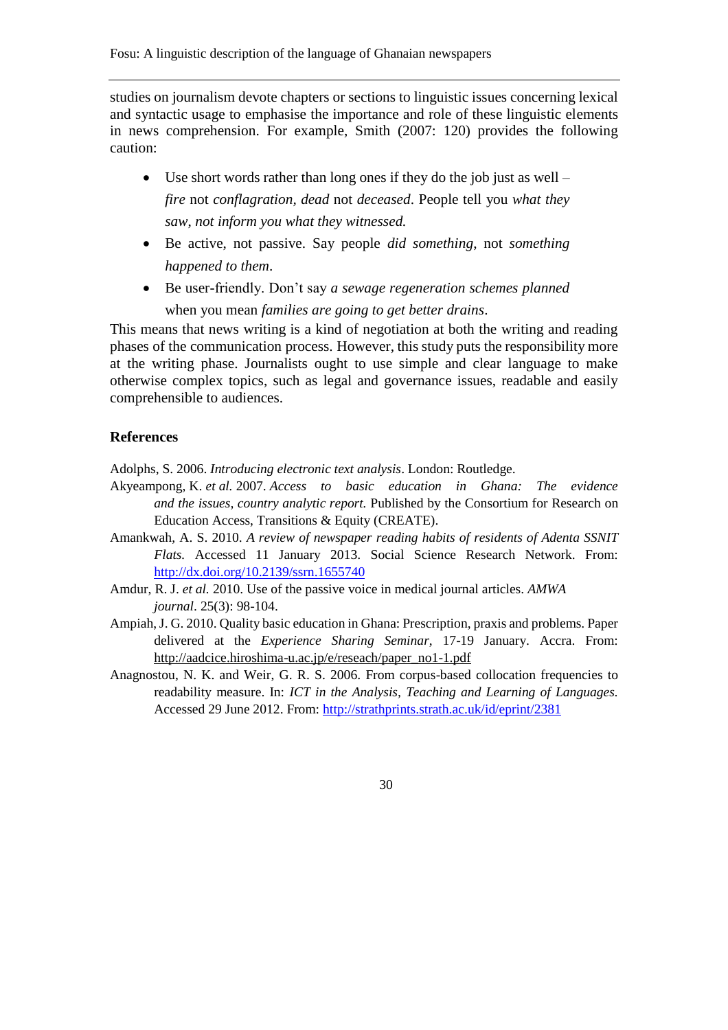studies on journalism devote chapters or sections to linguistic issues concerning lexical and syntactic usage to emphasise the importance and role of these linguistic elements in news comprehension. For example, Smith (2007: 120) provides the following caution:

- Use short words rather than long ones if they do the job just as well – *fire* not *conflagration*, *dead* not *deceased*. People tell you *what they saw*, *not inform you what they witnessed.*
- Be active, not passive. Say people *did something*, not *something happened to them*.
- Be user-friendly. Don't say *a sewage regeneration schemes planned* when you mean *families are going to get better drains*.

This means that news writing is a kind of negotiation at both the writing and reading phases of the communication process. However, this study puts the responsibility more at the writing phase. Journalists ought to use simple and clear language to make otherwise complex topics, such as legal and governance issues, readable and easily comprehensible to audiences.

## References

Adolphs, S. 2006. *Introducing electronic text analysis*. London: Routledge.

Akyeampong, K. *et al.* 2007. *Access to basic education in Ghana: The evidence and the issues, country analytic report.* Published by the Consortium for Research on Education Access, Transitions & Equity (CREATE).

Amankwah, A. S. 2010. *A review of newspaper reading habits of residents of Adenta SSNIT Flats.* Accessed 11 January 2013. Social Science Research Network. From: http://dx.doi.org/10.2139/ssrn.1655740

Amdur, R. J. *et al.* 2010. Use of the passive voice in medical journal articles. *AMWA journal*. 25(3): 98-104.

Ampiah, J. G. 2010. Quality basic education in Ghana: Prescription, praxis and problems. Paper delivered at the *Experience Sharing Seminar*, 17-19 January. Accra. From: http://aadcice.hiroshima-u.ac.jp/e/reseach/paper_no1-1.pdf

Anagnostou, N. K. and Weir, G. R. S. 2006. From corpus-based collocation frequencies to readability measure. In: *ICT in the Analysis, Teaching and Learning of Languages.* Accessed 29 June 2012. From: http://strathprints.strath.ac.uk/id/eprint/2381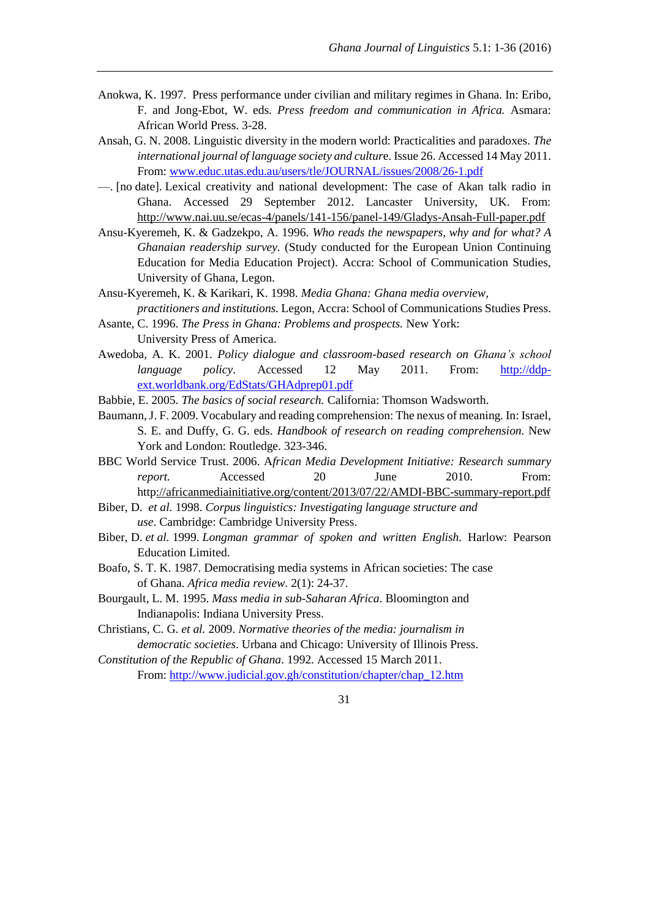Anokwa, K. 1997. Press performance under civilian and military regimes in Ghana. In: Eribo, F. and Jong-Ebot, W. eds. *Press freedom and communication in Africa.* Asmara: African World Press. 3-28.

Ansah, G. N. 2008. Linguistic diversity in the modern world: Practicalities and paradoxes. *The international journal of language society and culture*. Issue 26. Accessed 14 May 2011. From: www.educ.utas.edu.au/users/tle/JOURNAL/issues/2008/26-1.pdf

—. [no date]. Lexical creativity and national development: The case of Akan talk radio in Ghana. Accessed 29 September 2012. Lancaster University, UK. From: http://www.nai.uu.se/ecas-4/panels/141-156/panel-149/Gladys-Ansah-Full-paper.pdf

Ansu-Kyeremeh, K. & Gadzekpo, A. 1996. *Who reads the newspapers, why and for what? A Ghanaian readership survey.* (Study conducted for the European Union Continuing Education for Media Education Project). Accra: School of Communication Studies, University of Ghana, Legon.

Ansu-Kyeremeh, K. & Karikari, K. 1998. *Media Ghana: Ghana media overview, practitioners and institutions.* Legon, Accra: School of Communications Studies Press.

Asante, C. 1996. *The Press in Ghana: Problems and prospects.* New York: University Press of America.

Awedoba, A. K. 2001. *Policy dialogue and classroom-based research on Ghana's school language policy*. Accessed 12 May 2011. From: http://ddp-ext.worldbank.org/EdStats/GHAdprep01.pdf

Babbie, E. 2005. *The basics of social research.* California: Thomson Wadsworth.

Baumann, J. F. 2009. Vocabulary and reading comprehension: The nexus of meaning. In: Israel, S. E. and Duffy, G. G. eds. *Handbook of research on reading comprehension.* New York and London: Routledge. 323-346.

BBC World Service Trust. 2006. *African Media Development Initiative: Research summary report.* Accessed 20 June 2010. From: http://africanmediainitiative.org/content/2013/07/22/AMDI-BBC-summary-report.pdf

Biber, D. *et al.* 1998. *Corpus linguistics: Investigating language structure and use*. Cambridge: Cambridge University Press.

Biber, D. *et al.* 1999. *Longman grammar of spoken and written English.* Harlow: Pearson Education Limited.

Boafo, S. T. K. 1987. Democratising media systems in African societies: The case of Ghana. *Africa media review*. 2(1): 24-37.

Bourgault, L. M. 1995. *Mass media in sub-Saharan Africa*. Bloomington and Indianapolis: Indiana University Press.

Christians, C. G. *et al.* 2009. *Normative theories of the media: journalism in democratic societies*. Urbana and Chicago: University of Illinois Press.

*Constitution of the Republic of Ghana*. 1992. Accessed 15 March 2011. From: http://www.judicial.gov.gh/constitution/chapter/chap_12.htm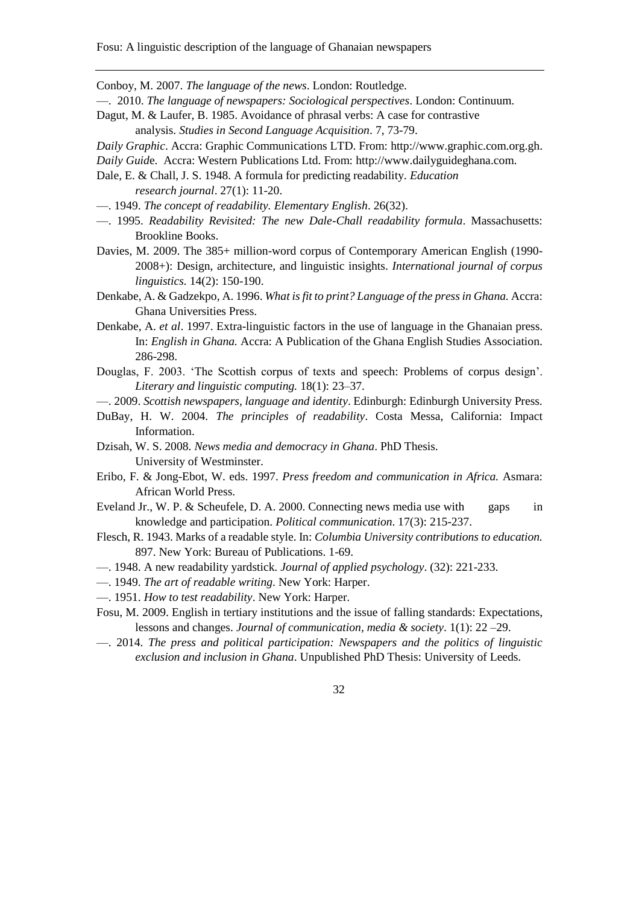Conboy, M. 2007. *The language of the news*. London: Routledge.

—. 2010. *The language of newspapers: Sociological perspectives*. London: Continuum.

Dagut, M. & Laufer, B. 1985. Avoidance of phrasal verbs: A case for contrastive analysis. *Studies in Second Language Acquisition*. 7, 73-79.

*Daily Graphic*. Accra: Graphic Communications LTD. From: http://www.graphic.com.org.gh.

*Daily Guid*e. Accra: Western Publications Ltd. From: http://www.dailyguideghana.com.

Dale, E. & Chall, J. S. 1948. A formula for predicting readability. *Education research journal*. 27(1): 11-20.

—. 1949. *The concept of readability. Elementary English*. 26(32).

—. 1995. *Readability Revisited: The new Dale-Chall readability formula*. Massachusetts: Brookline Books.

Davies, M. 2009. The 385+ million-word corpus of Contemporary American English (1990-2008+): Design, architecture, and linguistic insights. *International journal of corpus linguistics.* 14(2): 150-190.

Denkabe, A. & Gadzekpo, A. 1996. *What is fit to print? Language of the press in Ghana.* Accra: Ghana Universities Press.

Denkabe, A. *et al*. 1997. Extra-linguistic factors in the use of language in the Ghanaian press. In: *English in Ghana.* Accra: A Publication of the Ghana English Studies Association. 286-298.

Douglas, F. 2003. 'The Scottish corpus of texts and speech: Problems of corpus design'. *Literary and linguistic computing.* 18(1): 23–37.

—. 2009. *Scottish newspapers, language and identity*. Edinburgh: Edinburgh University Press.

DuBay, H. W. 2004. *The principles of readability*. Costa Messa, California: Impact Information.

Dzisah, W. S. 2008. *News media and democracy in Ghana*. PhD Thesis. University of Westminster.

Eribo, F. & Jong-Ebot, W. eds. 1997. *Press freedom and communication in Africa.* Asmara: African World Press.

Eveland Jr., W. P. & Scheufele, D. A. 2000. Connecting news media use with gaps in knowledge and participation. *Political communication*. 17(3): 215-237.

Flesch, R. 1943. Marks of a readable style. In: *Columbia University contributions to education.* 897. New York: Bureau of Publications. 1-69.

—. 1948. A new readability yardstick. *Journal of applied psychology*. (32): 221-233.

—. 1949. *The art of readable writing*. New York: Harper.

—. 1951. *How to test readability*. New York: Harper.

Fosu, M. 2009. English in tertiary institutions and the issue of falling standards: Expectations, lessons and changes. *Journal of communication, media & society*. 1(1): 22 –29.

—. 2014. *The press and political participation: Newspapers and the politics of linguistic exclusion and inclusion in Ghana*. Unpublished PhD Thesis: University of Leeds.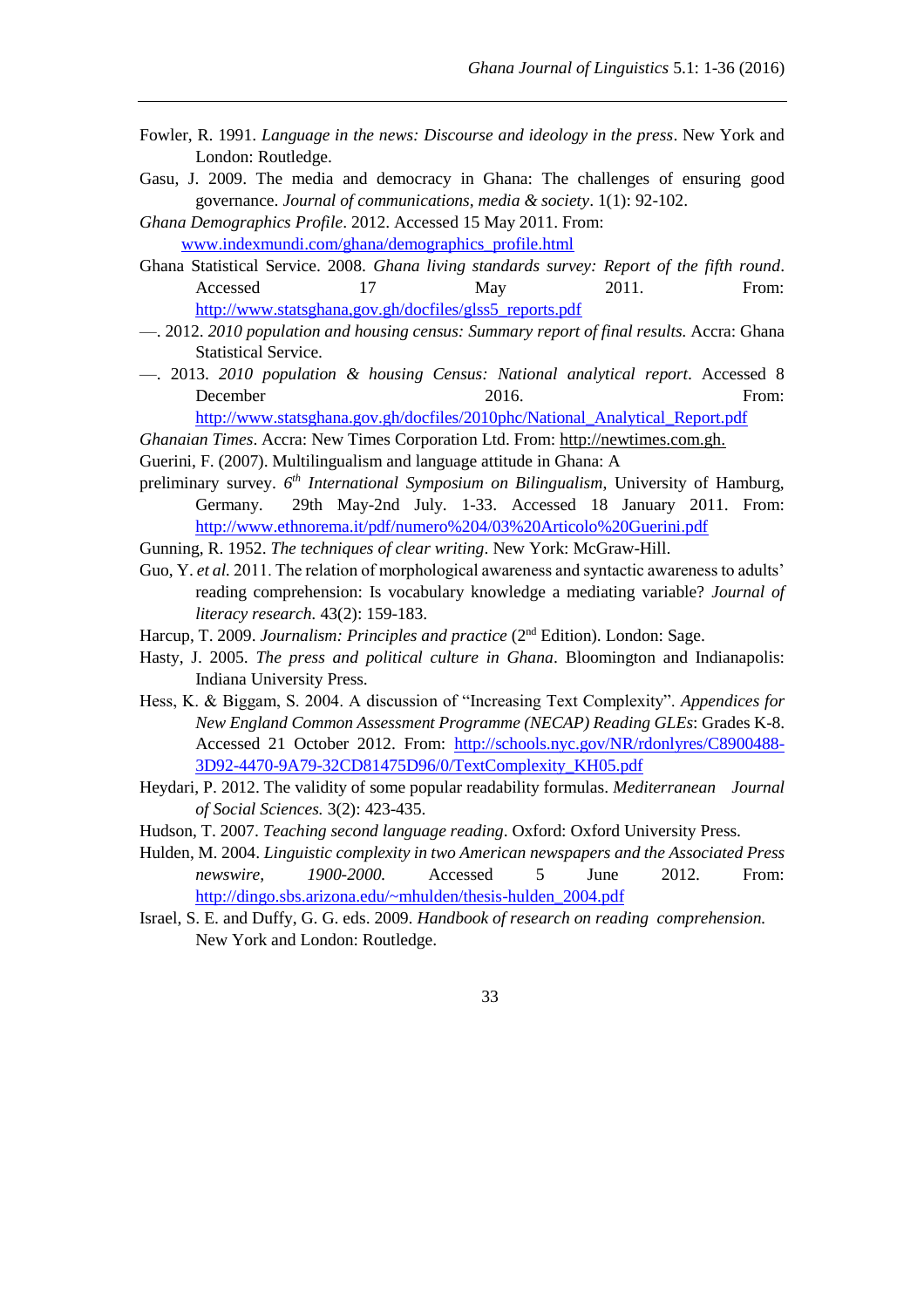Fowler, R. 1991. *Language in the news: Discourse and ideology in the press*. New York and London: Routledge.

Gasu, J. 2009. The media and democracy in Ghana: The challenges of ensuring good governance. *Journal of communications, media & society*. 1(1): 92-102.

*Ghana Demographics Profile*. 2012. Accessed 15 May 2011. From: www.indexmundi.com/ghana/demographics_profile.html

Ghana Statistical Service. 2008. *Ghana living standards survey: Report of the fifth round*. Accessed 17 May 2011. From: http://www.statsghana,gov.gh/docfiles/glss5_reports.pdf

—. 2012. *2010 population and housing census: Summary report of final results.* Accra: Ghana Statistical Service.

—. 2013. *2010 population & housing Census: National analytical report*. Accessed 8 December 2016. From: http://www.statsghana.gov.gh/docfiles/2010phc/National_Analytical_Report.pdf

*Ghanaian Times*. Accra: New Times Corporation Ltd. From: http://newtimes.com.gh.

Guerini, F. (2007). Multilingualism and language attitude in Ghana: A preliminary survey. 6th *International Symposium on Bilingualism*, University of Hamburg, Germany. 29th May-2nd July. 1-33. Accessed 18 January 2011. From: http://www.ethnorema.it/pdf/numero%204/03%20Articolo%20Guerini.pdf

Gunning, R. 1952. *The techniques of clear writing*. New York: McGraw-Hill.

Guo, Y. *et al.* 2011. The relation of morphological awareness and syntactic awareness to adults' reading comprehension: Is vocabulary knowledge a mediating variable? *Journal of literacy research.* 43(2): 159-183.

Harcup, T. 2009. *Journalism: Principles and practice* (2nd Edition). London: Sage.

Hasty, J. 2005. *The press and political culture in Ghana*. Bloomington and Indianapolis: Indiana University Press.

Hess, K. & Biggam, S. 2004. A discussion of "Increasing Text Complexity". *Appendices for New England Common Assessment Programme (NECAP) Reading GLEs*: Grades K-8. Accessed 21 October 2012. From: http://schools.nyc.gov/NR/rdonlyres/C8900488-3D92-4470-9A79-32CD81475D96/0/TextComplexity_KH05.pdf

Heydari, P. 2012. The validity of some popular readability formulas. *Mediterranean Journal of Social Sciences.* 3(2): 423-435.

Hudson, T. 2007. *Teaching second language reading*. Oxford: Oxford University Press.

Hulden, M. 2004. *Linguistic complexity in two American newspapers and the Associated Press newswire, 1900-2000.* Accessed 5 June 2012. From: http://dingo.sbs.arizona.edu/~mhulden/thesis-hulden_2004.pdf

Israel, S. E. and Duffy, G. G. eds. 2009. *Handbook of research on reading comprehension.* New York and London: Routledge.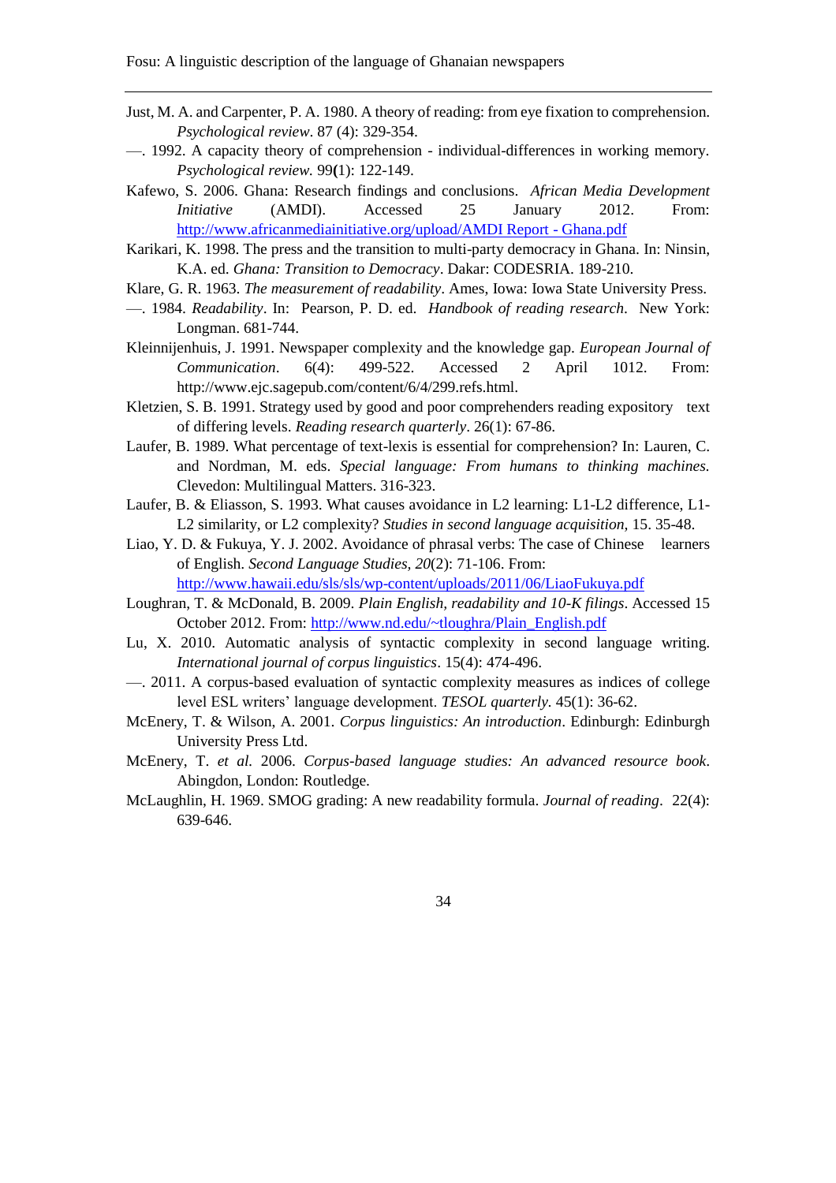Just, M. A. and Carpenter, P. A. 1980. A theory of reading: from eye fixation to comprehension. *Psychological review*. 87 (4): 329-354.

—. 1992. A capacity theory of comprehension - individual-differences in working memory. *Psychological review.* 99**(**1): 122-149.

Kafewo, S. 2006. Ghana: Research findings and conclusions. *African Media Development Initiative* (AMDI). Accessed 25 January 2012. From: http://www.africanmediainitiative.org/upload/AMDI Report - Ghana.pdf

Karikari, K. 1998. The press and the transition to multi-party democracy in Ghana. In: Ninsin, K.A. ed. *Ghana: Transition to Democracy*. Dakar: CODESRIA. 189-210.

Klare, G. R. 1963. *The measurement of readability*. Ames, Iowa: Iowa State University Press.

—. 1984. *Readability*. In: Pearson, P. D. ed. *Handbook of reading research*. New York: Longman. 681-744.

Kleinnijenhuis, J. 1991. Newspaper complexity and the knowledge gap. *European Journal of Communication*. 6(4): 499-522. Accessed 2 April 1012. From: http://www.ejc.sagepub.com/content/6/4/299.refs.html.

Kletzien, S. B. 1991. Strategy used by good and poor comprehenders reading expository text of differing levels. *Reading research quarterly*. 26(1): 67-86.

Laufer, B. 1989. What percentage of text-lexis is essential for comprehension? In: Lauren, C. and Nordman, M. eds. *Special language: From humans to thinking machines.* Clevedon: Multilingual Matters. 316-323.

Laufer, B. & Eliasson, S. 1993. What causes avoidance in L2 learning: L1-L2 difference, L1-L2 similarity, or L2 complexity? *Studies in second language acquisition*, 15. 35-48.

Liao, Y. D. & Fukuya, Y. J. 2002. Avoidance of phrasal verbs: The case of Chinese learners of English. *Second Language Studies, 20*(2): 71-106. From: http://www.hawaii.edu/sls/sls/wp-content/uploads/2011/06/LiaoFukuya.pdf

Loughran, T. & McDonald, B. 2009. *Plain English, readability and 10-K filings*. Accessed 15 October 2012. From: http://www.nd.edu/~tloughra/Plain_English.pdf

Lu, X. 2010. Automatic analysis of syntactic complexity in second language writing. *International journal of corpus linguistics*. 15(4): 474-496.

—. 2011. A corpus-based evaluation of syntactic complexity measures as indices of college level ESL writers' language development. *TESOL quarterly*. 45(1): 36-62.

McEnery, T. & Wilson, A. 2001. *Corpus linguistics: An introduction*. Edinburgh: Edinburgh University Press Ltd.

McEnery, T. *et al.* 2006. *Corpus-based language studies: An advanced resource book*. Abingdon, London: Routledge.

McLaughlin, H. 1969. SMOG grading: A new readability formula. *Journal of reading*. 22(4): 639-646.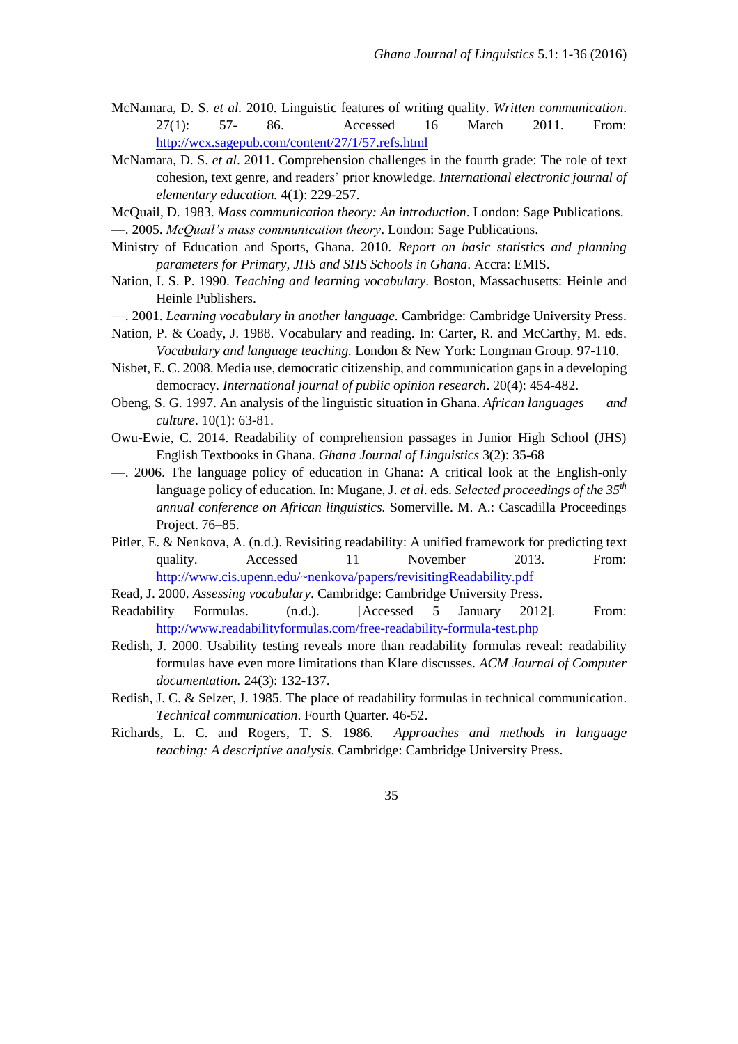McNamara, D. S. *et al.* 2010. Linguistic features of writing quality. *Written communication*. 27(1): 57- 86. Accessed 16 March 2011. From: http://wcx.sagepub.com/content/27/1/57.refs.html

McNamara, D. S. *et al*. 2011. Comprehension challenges in the fourth grade: The role of text cohesion, text genre, and readers' prior knowledge. *International electronic journal of elementary education.* 4(1): 229-257.

McQuail, D. 1983. *Mass communication theory: An introduction*. London: Sage Publications.

—. 2005. *McQuail's mass communication theory*. London: Sage Publications.

Ministry of Education and Sports, Ghana. 2010. *Report on basic statistics and planning parameters for Primary, JHS and SHS Schools in Ghana*. Accra: EMIS.

Nation, I. S. P. 1990. *Teaching and learning vocabulary*. Boston, Massachusetts: Heinle and Heinle Publishers.

—. 2001. *Learning vocabulary in another language.* Cambridge: Cambridge University Press.

Nation, P. & Coady, J. 1988. Vocabulary and reading. In: Carter, R. and McCarthy, M. eds. *Vocabulary and language teaching.* London & New York: Longman Group. 97-110.

Nisbet, E. C. 2008. Media use, democratic citizenship, and communication gaps in a developing democracy. *International journal of public opinion research*. 20(4): 454-482.

Obeng, S. G. 1997. An analysis of the linguistic situation in Ghana. *African languages and culture*. 10(1): 63-81.

Owu-Ewie, C. 2014. Readability of comprehension passages in Junior High School (JHS) English Textbooks in Ghana. *Ghana Journal of Linguistics* 3(2): 35-68

—. 2006. The language policy of education in Ghana: A critical look at the English-only language policy of education. In: Mugane, J. *et al*. eds. *Selected proceedings of the 35th annual conference on African linguistics.* Somerville. M. A.: Cascadilla Proceedings Project. 76–85.

Pitler, E. & Nenkova, A. (n.d.). Revisiting readability: A unified framework for predicting text quality. Accessed 11 November 2013. From: http://www.cis.upenn.edu/~nenkova/papers/revisitingReadability.pdf

Read, J. 2000. *Assessing vocabulary*. Cambridge: Cambridge University Press.

Readability Formulas. (n.d.). [Accessed 5 January 2012]. From: http://www.readabilityformulas.com/free-readability-formula-test.php

Redish, J. 2000. Usability testing reveals more than readability formulas reveal: readability formulas have even more limitations than Klare discusses. *ACM Journal of Computer documentation.* 24(3): 132-137.

Redish, J. C. & Selzer, J. 1985. The place of readability formulas in technical communication. *Technical communication*. Fourth Quarter. 46-52.

Richards, L. C. and Rogers, T. S. 1986. *Approaches and methods in language teaching: A descriptive analysis*. Cambridge: Cambridge University Press.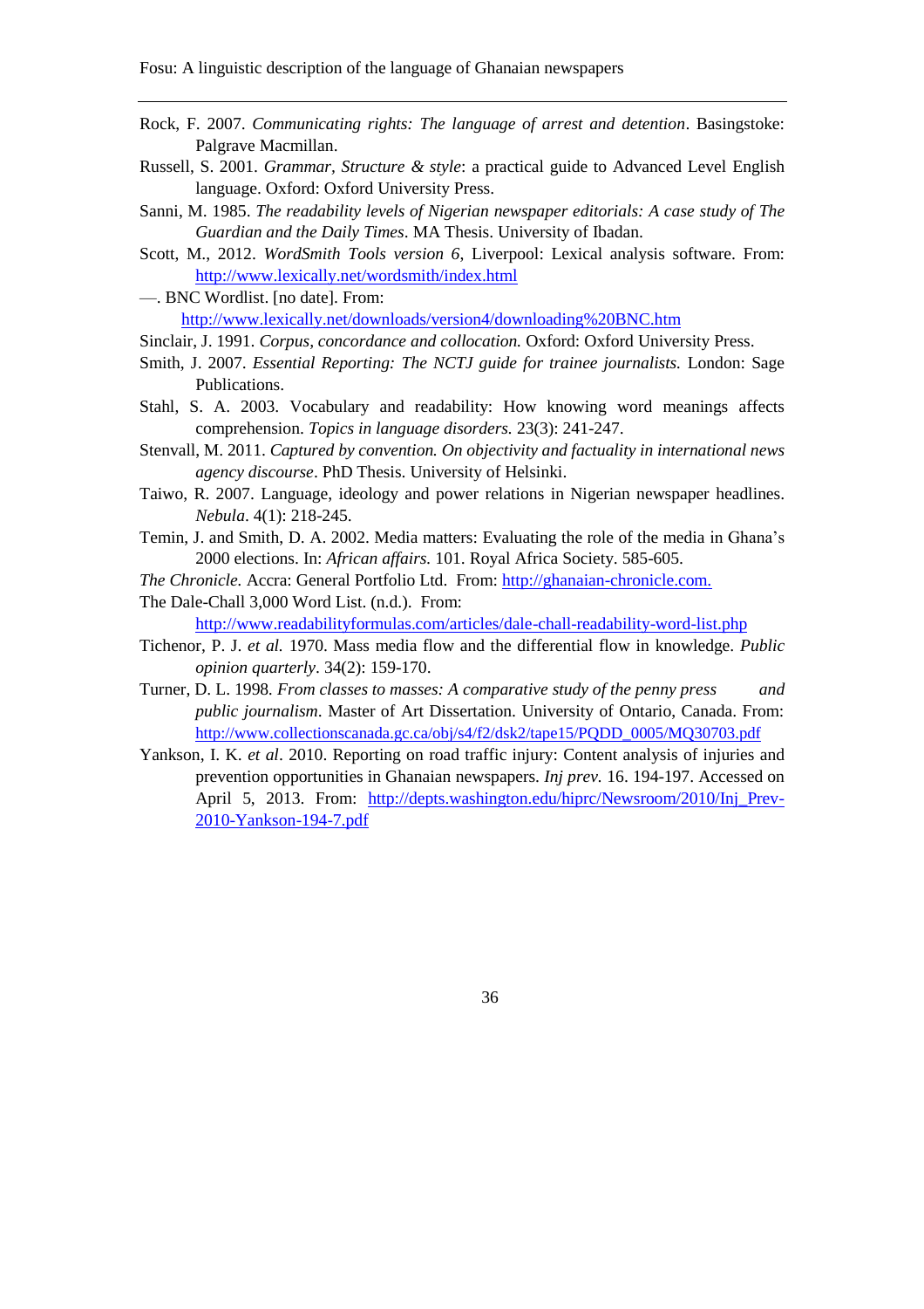Rock, F. 2007. *Communicating rights: The language of arrest and detention*. Basingstoke: Palgrave Macmillan.

Russell, S. 2001. *Grammar, Structure & style*: a practical guide to Advanced Level English language. Oxford: Oxford University Press.

Sanni, M. 1985. *The readability levels of Nigerian newspaper editorials: A case study of The Guardian and the Daily Times*. MA Thesis. University of Ibadan.

Scott, M., 2012. *WordSmith Tools version 6*, Liverpool: Lexical analysis software. From: http://www.lexically.net/wordsmith/index.html

—. BNC Wordlist. [no date]. From: http://www.lexically.net/downloads/version4/downloading%20BNC.htm

Sinclair, J. 1991. *Corpus, concordance and collocation.* Oxford: Oxford University Press.

Smith, J. 2007. *Essential Reporting: The NCTJ guide for trainee journalists.* London: Sage Publications.

Stahl, S. A. 2003. Vocabulary and readability: How knowing word meanings affects comprehension. *Topics in language disorders.* 23(3): 241-247.

Stenvall, M. 2011. *Captured by convention. On objectivity and factuality in international news agency discourse*. PhD Thesis. University of Helsinki.

Taiwo, R. 2007. Language, ideology and power relations in Nigerian newspaper headlines. *Nebula*. 4(1): 218-245.

Temin, J. and Smith, D. A. 2002. Media matters: Evaluating the role of the media in Ghana's 2000 elections. In: *African affairs.* 101. Royal Africa Society. 585-605.

*The Chronicle.* Accra: General Portfolio Ltd. From: http://ghanaian-chronicle.com.

The Dale-Chall 3,000 Word List. (n.d.). From: http://www.readabilityformulas.com/articles/dale-chall-readability-word-list.php

Tichenor, P. J. *et al.* 1970. Mass media flow and the differential flow in knowledge. *Public opinion quarterly*. 34(2): 159-170.

Turner, D. L. 1998. *From classes to masses: A comparative study of the penny press and public journalism*. Master of Art Dissertation. University of Ontario, Canada. From: http://www.collectionscanada.gc.ca/obj/s4/f2/dsk2/tape15/PQDD_0005/MQ30703.pdf

Yankson, I. K. *et al*. 2010. Reporting on road traffic injury: Content analysis of injuries and prevention opportunities in Ghanaian newspapers. *Inj prev.* 16. 194-197. Accessed on April 5, 2013. From: http://depts.washington.edu/hiprc/Newsroom/2010/Inj_Prev-2010-Yankson-194-7.pdf